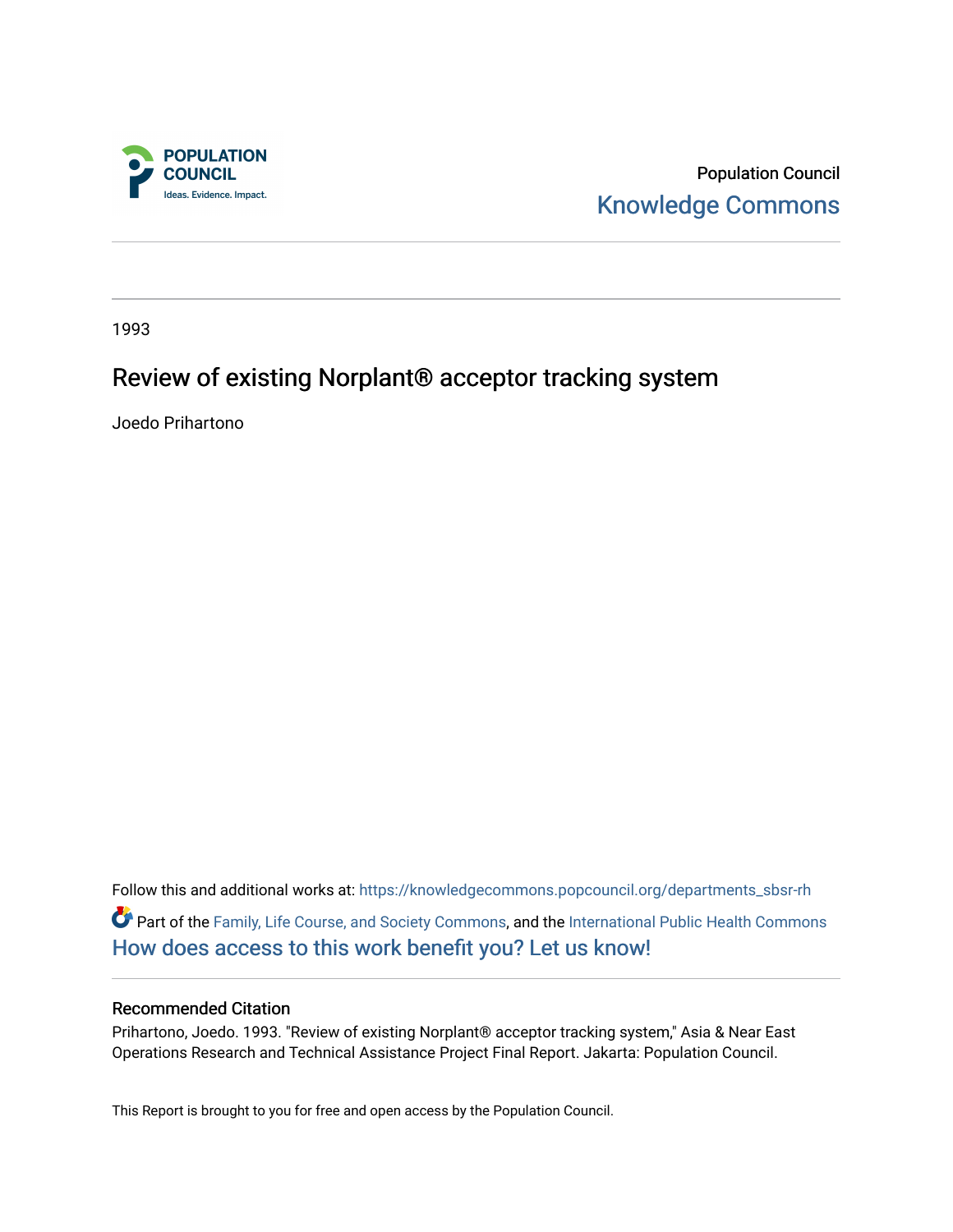Population Council

Knowledge Commons

1993

# Review of existing Norplant® acceptor tracking system

Joedo Prihartono

Follow this and additional works at: https://knowledgecommons.popcouncil.org/departments_sbsr-rh

Part of the Family, Life Course, and Society Commons, and the International Public Health Commons

How does access to this work benefit you? Let us know!

## Recommended Citation

Prihartono, Joedo. 1993. "Review of existing Norplant® acceptor tracking system," Asia & Near East Operations Research and Technical Assistance Project Final Report. Jakarta: Population Council.

This Report is brought to you for free and open access by the Population Council.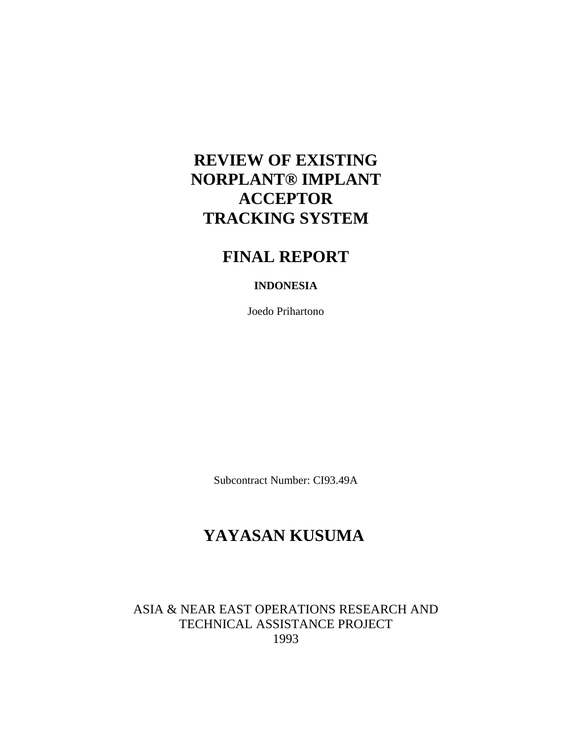# REVIEW OF EXISTING NORPLANT® IMPLANT ACCEPTOR TRACKING SYSTEM

## FINAL REPORT

**INDONESIA**

Joedo Prihartono

Subcontract Number: CI93.49A

## YAYASAN KUSUMA

ASIA & NEAR EAST OPERATIONS RESEARCH AND TECHNICAL ASSISTANCE PROJECT
1993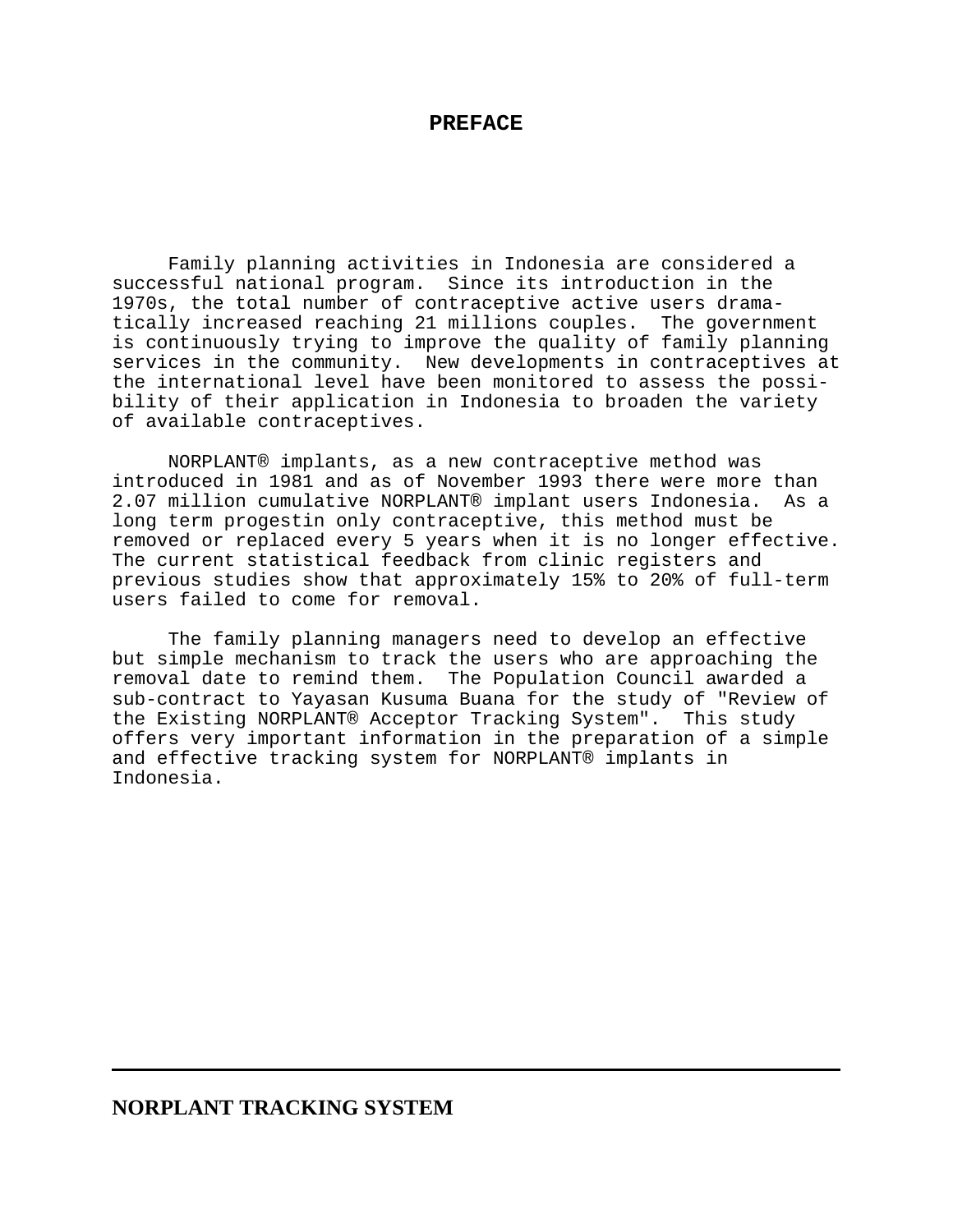# PREFACE

Family planning activities in Indonesia are considered a successful national program. Since its introduction in the 1970s, the total number of contraceptive active users dramatically increased reaching 21 millions couples. The government is continuously trying to improve the quality of family planning services in the community. New developments in contraceptives at the international level have been monitored to assess the possibility of their application in Indonesia to broaden the variety of available contraceptives.

NORPLANT® implants, as a new contraceptive method was introduced in 1981 and as of November 1993 there were more than 2.07 million cumulative NORPLANT® implant users Indonesia. As a long term progestin only contraceptive, this method must be removed or replaced every 5 years when it is no longer effective. The current statistical feedback from clinic registers and previous studies show that approximately 15% to 20% of full-term users failed to come for removal.

The family planning managers need to develop an effective but simple mechanism to track the users who are approaching the removal date to remind them. The Population Council awarded a sub-contract to Yayasan Kusuma Buana for the study of "Review of the Existing NORPLANT® Acceptor Tracking System". This study offers very important information in the preparation of a simple and effective tracking system for NORPLANT® implants in Indonesia.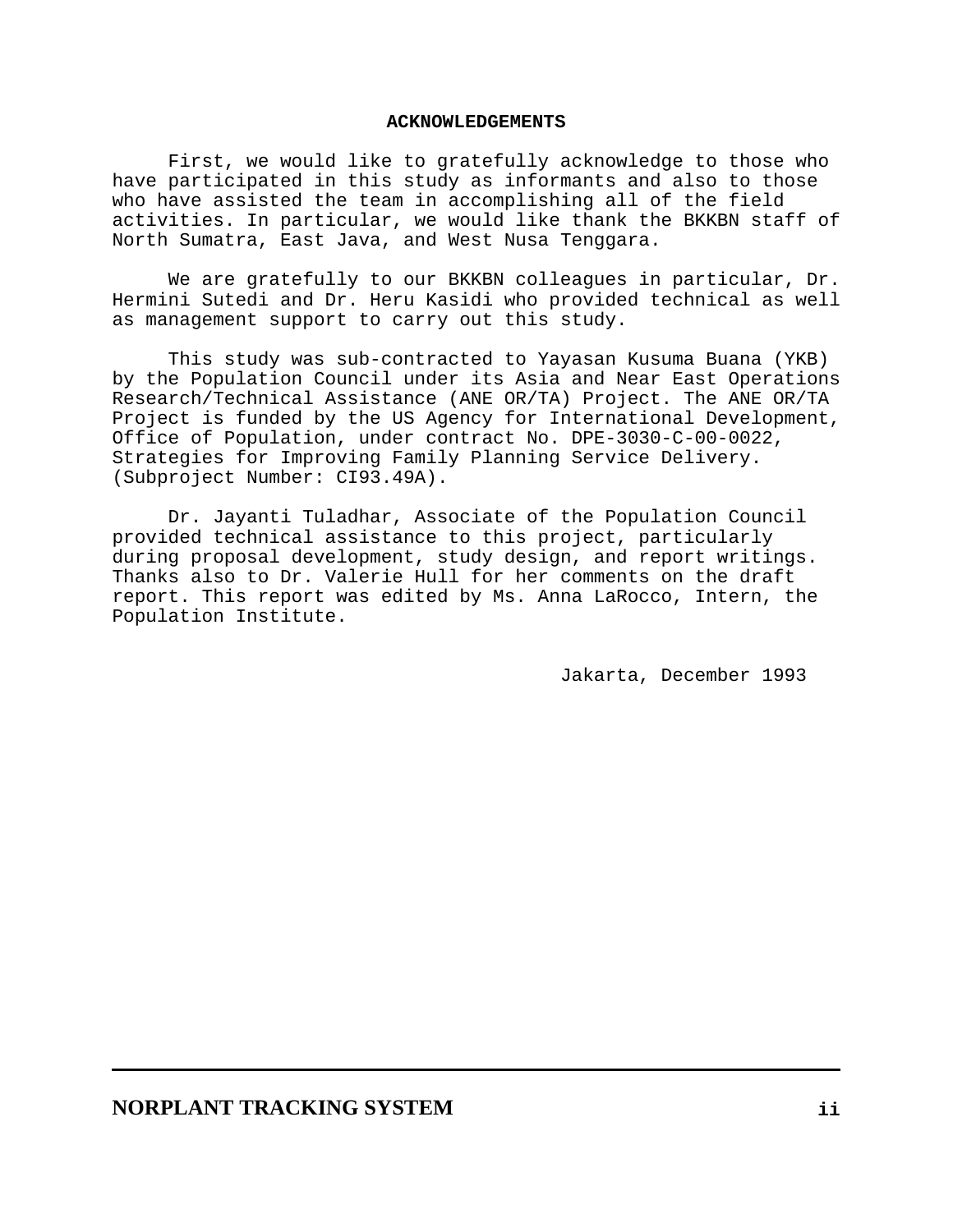## ACKNOWLEDGEMENTS

First, we would like to gratefully acknowledge to those who have participated in this study as informants and also to those who have assisted the team in accomplishing all of the field activities. In particular, we would like thank the BKKBN staff of North Sumatra, East Java, and West Nusa Tenggara.

We are gratefully to our BKKBN colleagues in particular, Dr. Hermini Sutedi and Dr. Heru Kasidi who provided technical as well as management support to carry out this study.

This study was sub-contracted to Yayasan Kusuma Buana (YKB) by the Population Council under its Asia and Near East Operations Research/Technical Assistance (ANE OR/TA) Project. The ANE OR/TA Project is funded by the US Agency for International Development, Office of Population, under contract No. DPE-3030-C-00-0022, Strategies for Improving Family Planning Service Delivery. (Subproject Number: CI93.49A).

Dr. Jayanti Tuladhar, Associate of the Population Council provided technical assistance to this project, particularly during proposal development, study design, and report writings. Thanks also to Dr. Valerie Hull for her comments on the draft report. This report was edited by Ms. Anna LaRocco, Intern, the Population Institute.

Jakarta, December 1993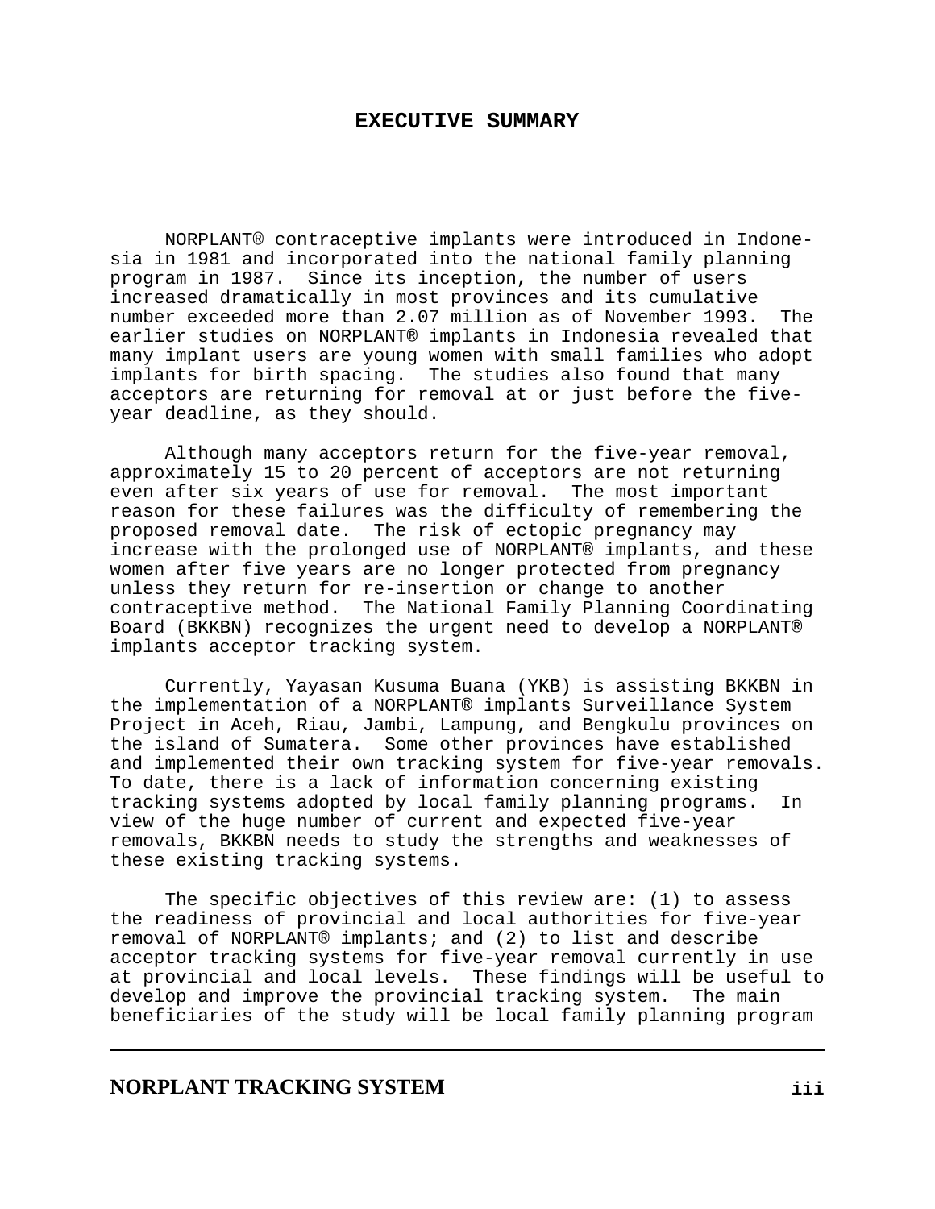# EXECUTIVE SUMMARY

NORPLANT® contraceptive implants were introduced in Indonesia in 1981 and incorporated into the national family planning program in 1987. Since its inception, the number of users increased dramatically in most provinces and its cumulative number exceeded more than 2.07 million as of November 1993. The earlier studies on NORPLANT® implants in Indonesia revealed that many implant users are young women with small families who adopt implants for birth spacing. The studies also found that many acceptors are returning for removal at or just before the five-year deadline, as they should.

Although many acceptors return for the five-year removal, approximately 15 to 20 percent of acceptors are not returning even after six years of use for removal. The most important reason for these failures was the difficulty of remembering the proposed removal date. The risk of ectopic pregnancy may increase with the prolonged use of NORPLANT® implants, and these women after five years are no longer protected from pregnancy unless they return for re-insertion or change to another contraceptive method. The National Family Planning Coordinating Board (BKKBN) recognizes the urgent need to develop a NORPLANT® implants acceptor tracking system.

Currently, Yayasan Kusuma Buana (YKB) is assisting BKKBN in the implementation of a NORPLANT® implants Surveillance System Project in Aceh, Riau, Jambi, Lampung, and Bengkulu provinces on the island of Sumatera. Some other provinces have established and implemented their own tracking system for five-year removals. To date, there is a lack of information concerning existing tracking systems adopted by local family planning programs. In view of the huge number of current and expected five-year removals, BKKBN needs to study the strengths and weaknesses of these existing tracking systems.

The specific objectives of this review are: (1) to assess the readiness of provincial and local authorities for five-year removal of NORPLANT® implants; and (2) to list and describe acceptor tracking systems for five-year removal currently in use at provincial and local levels. These findings will be useful to develop and improve the provincial tracking system. The main beneficiaries of the study will be local family planning program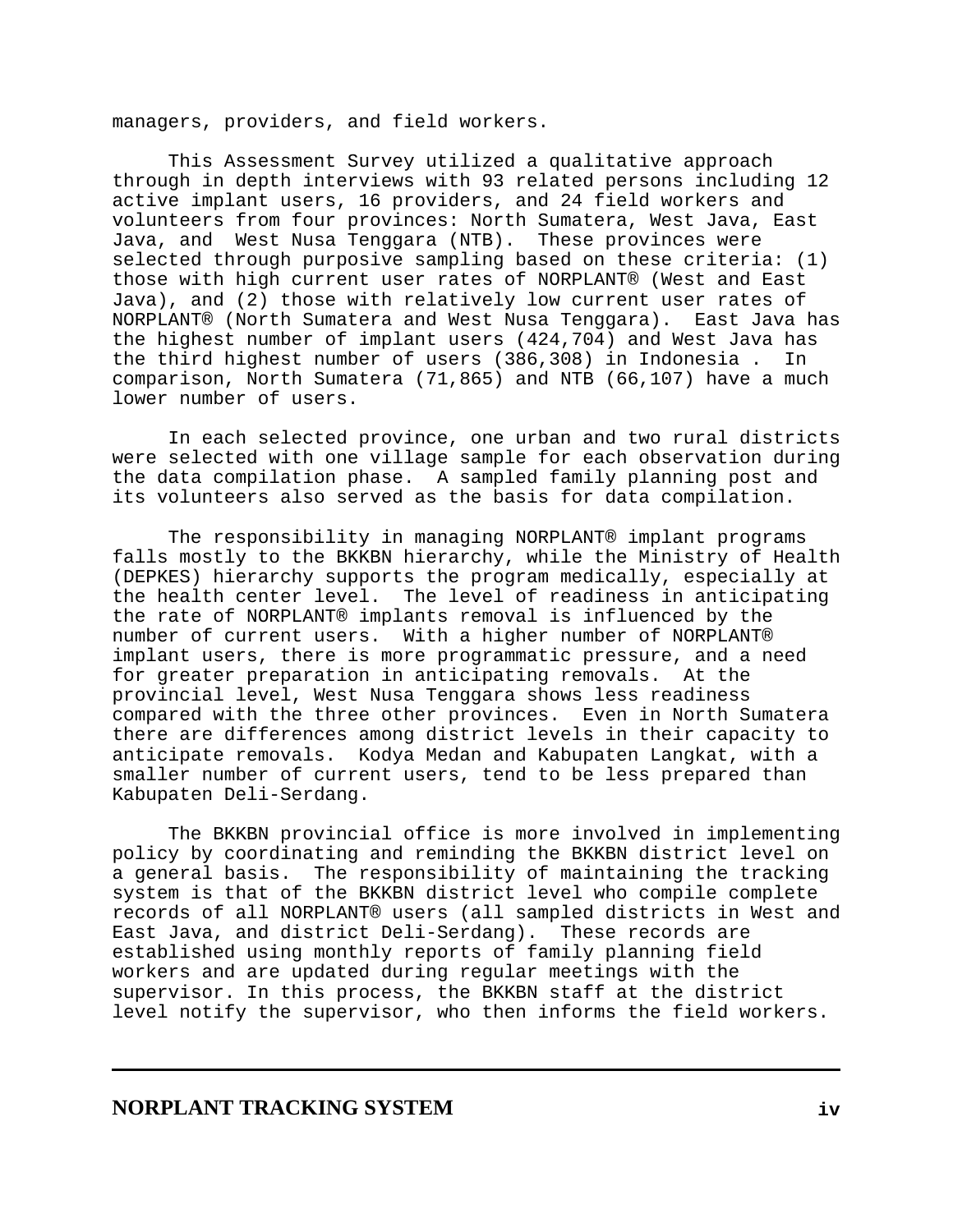managers, providers, and field workers.

This Assessment Survey utilized a qualitative approach through in depth interviews with 93 related persons including 12 active implant users, 16 providers, and 24 field workers and volunteers from four provinces: North Sumatera, West Java, East Java, and West Nusa Tenggara (NTB). These provinces were selected through purposive sampling based on these criteria: (1) those with high current user rates of NORPLANT® (West and East Java), and (2) those with relatively low current user rates of NORPLANT® (North Sumatera and West Nusa Tenggara). East Java has the highest number of implant users (424,704) and West Java has the third highest number of users (386,308) in Indonesia . In comparison, North Sumatera (71,865) and NTB (66,107) have a much lower number of users.

In each selected province, one urban and two rural districts were selected with one village sample for each observation during the data compilation phase. A sampled family planning post and its volunteers also served as the basis for data compilation.

The responsibility in managing NORPLANT® implant programs falls mostly to the BKKBN hierarchy, while the Ministry of Health (DEPKES) hierarchy supports the program medically, especially at the health center level. The level of readiness in anticipating the rate of NORPLANT® implants removal is influenced by the number of current users. With a higher number of NORPLANT® implant users, there is more programmatic pressure, and a need for greater preparation in anticipating removals. At the provincial level, West Nusa Tenggara shows less readiness compared with the three other provinces. Even in North Sumatera there are differences among district levels in their capacity to anticipate removals. Kodya Medan and Kabupaten Langkat, with a smaller number of current users, tend to be less prepared than Kabupaten Deli-Serdang.

The BKKBN provincial office is more involved in implementing policy by coordinating and reminding the BKKBN district level on a general basis. The responsibility of maintaining the tracking system is that of the BKKBN district level who compile complete records of all NORPLANT® users (all sampled districts in West and East Java, and district Deli-Serdang). These records are established using monthly reports of family planning field workers and are updated during regular meetings with the supervisor. In this process, the BKKBN staff at the district level notify the supervisor, who then informs the field workers.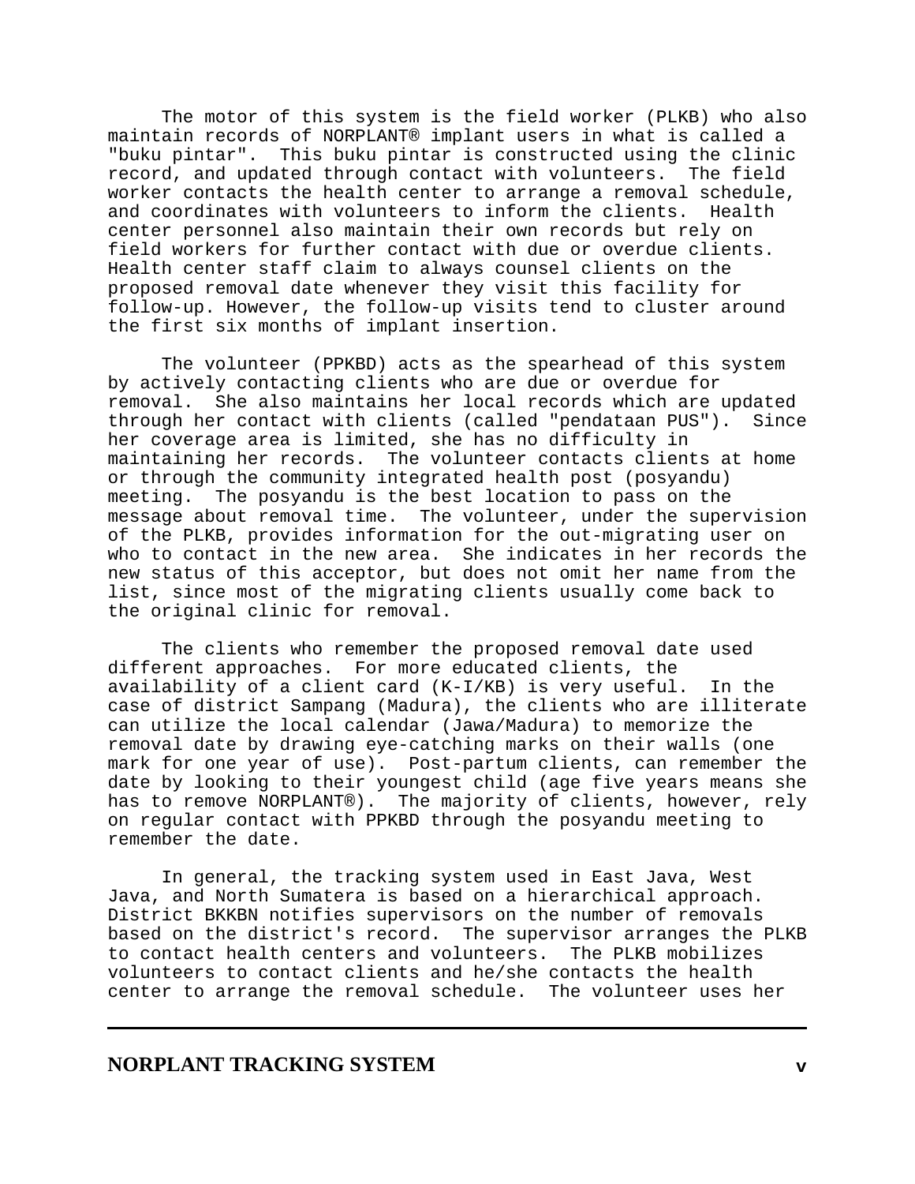The motor of this system is the field worker (PLKB) who also maintain records of NORPLANT® implant users in what is called a "buku pintar". This buku pintar is constructed using the clinic record, and updated through contact with volunteers. The field worker contacts the health center to arrange a removal schedule, and coordinates with volunteers to inform the clients. Health center personnel also maintain their own records but rely on field workers for further contact with due or overdue clients. Health center staff claim to always counsel clients on the proposed removal date whenever they visit this facility for follow-up. However, the follow-up visits tend to cluster around the first six months of implant insertion.

The volunteer (PPKBD) acts as the spearhead of this system by actively contacting clients who are due or overdue for removal. She also maintains her local records which are updated through her contact with clients (called "pendataan PUS"). Since her coverage area is limited, she has no difficulty in maintaining her records. The volunteer contacts clients at home or through the community integrated health post (posyandu) meeting. The posyandu is the best location to pass on the message about removal time. The volunteer, under the supervision of the PLKB, provides information for the out-migrating user on who to contact in the new area. She indicates in her records the new status of this acceptor, but does not omit her name from the list, since most of the migrating clients usually come back to the original clinic for removal.

The clients who remember the proposed removal date used different approaches. For more educated clients, the availability of a client card (K-I/KB) is very useful. In the case of district Sampang (Madura), the clients who are illiterate can utilize the local calendar (Jawa/Madura) to memorize the removal date by drawing eye-catching marks on their walls (one mark for one year of use). Post-partum clients, can remember the date by looking to their youngest child (age five years means she has to remove NORPLANT®). The majority of clients, however, rely on regular contact with PPKBD through the posyandu meeting to remember the date.

In general, the tracking system used in East Java, West Java, and North Sumatera is based on a hierarchical approach. District BKKBN notifies supervisors on the number of removals based on the district's record. The supervisor arranges the PLKB to contact health centers and volunteers. The PLKB mobilizes volunteers to contact clients and he/she contacts the health center to arrange the removal schedule. The volunteer uses her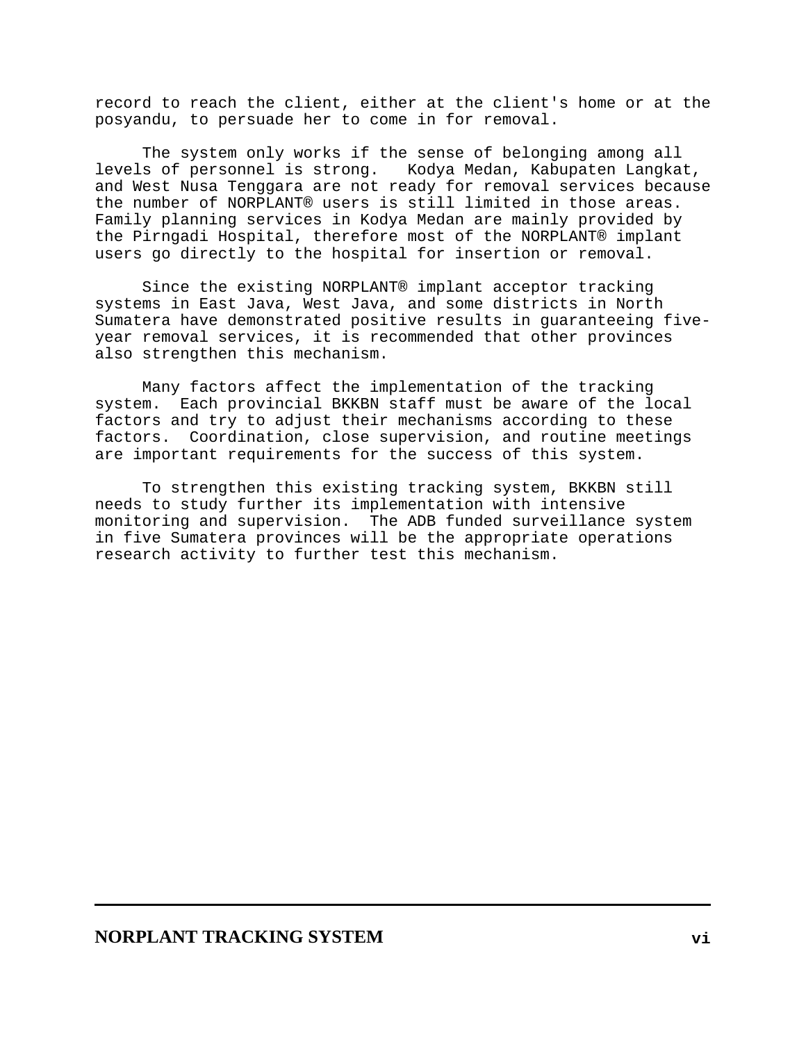record to reach the client, either at the client's home or at the posyandu, to persuade her to come in for removal.

The system only works if the sense of belonging among all levels of personnel is strong. Kodya Medan, Kabupaten Langkat, and West Nusa Tenggara are not ready for removal services because the number of NORPLANT® users is still limited in those areas. Family planning services in Kodya Medan are mainly provided by the Pirngadi Hospital, therefore most of the NORPLANT® implant users go directly to the hospital for insertion or removal.

Since the existing NORPLANT® implant acceptor tracking systems in East Java, West Java, and some districts in North Sumatera have demonstrated positive results in guaranteeing five-year removal services, it is recommended that other provinces also strengthen this mechanism.

Many factors affect the implementation of the tracking system. Each provincial BKKBN staff must be aware of the local factors and try to adjust their mechanisms according to these factors. Coordination, close supervision, and routine meetings are important requirements for the success of this system.

To strengthen this existing tracking system, BKKBN still needs to study further its implementation with intensive monitoring and supervision. The ADB funded surveillance system in five Sumatera provinces will be the appropriate operations research activity to further test this mechanism.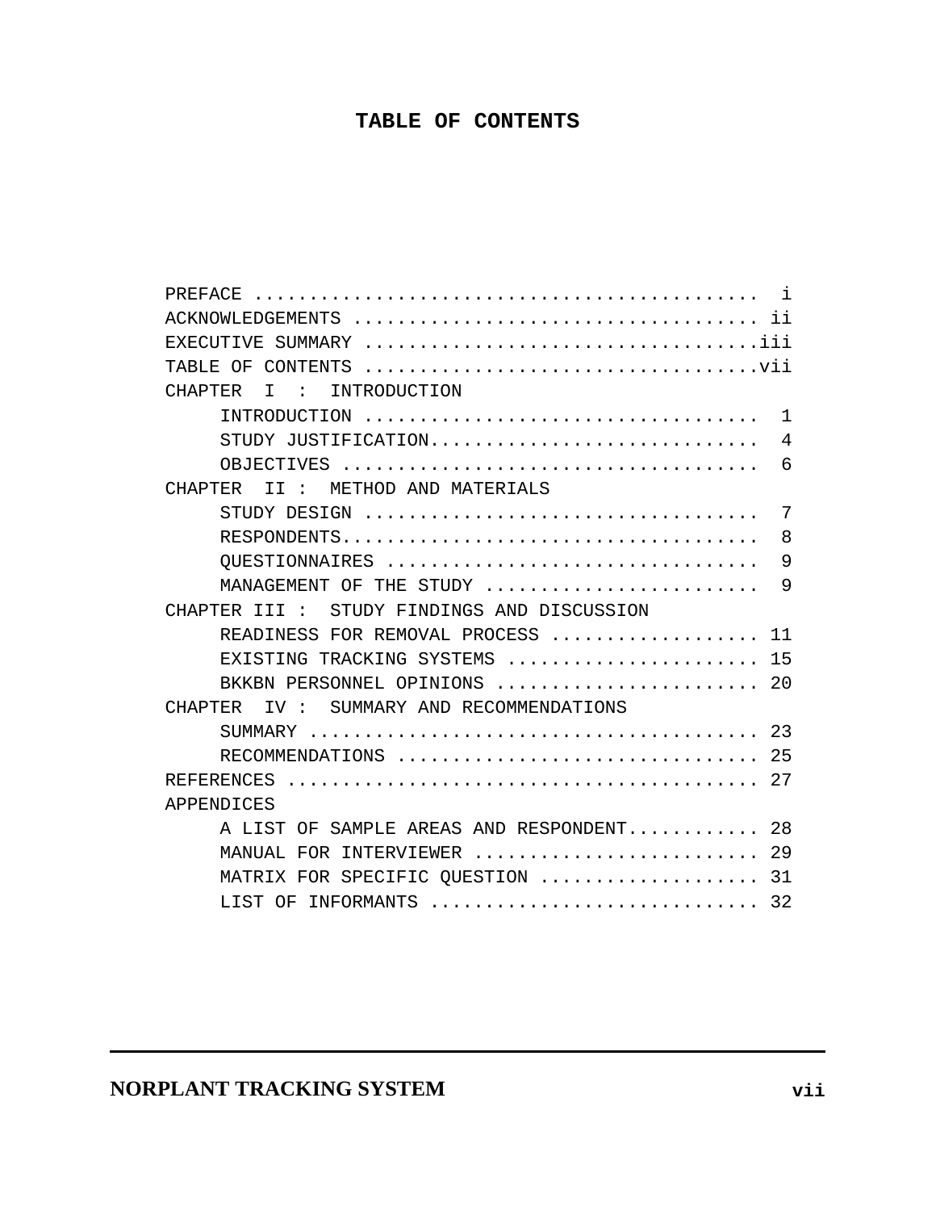# TABLE OF CONTENTS

PREFACE ............................................. i
ACKNOWLEDGEMENTS .................................... ii
EXECUTIVE SUMMARY ..................................iii
TABLE OF CONTENTS ..................................vii
CHAPTER I : INTRODUCTION
- INTRODUCTION .................................... 1
- STUDY JUSTIFICATION.............................. 4
- OBJECTIVES ...................................... 6

CHAPTER II : METHOD AND MATERIALS
- STUDY DESIGN .................................... 7
- RESPONDENTS...................................... 8
- QUESTIONNAIRES .................................. 9
- MANAGEMENT OF THE STUDY ......................... 9

CHAPTER III : STUDY FINDINGS AND DISCUSSION
- READINESS FOR REMOVAL PROCESS ................... 11
- EXISTING TRACKING SYSTEMS ....................... 15
- BKKBN PERSONNEL OPINIONS ........................ 20

CHAPTER IV : SUMMARY AND RECOMMENDATIONS
- SUMMARY ......................................... 23
- RECOMMENDATIONS ................................. 25

REFERENCES .......................................... 27
APPENDICES
- A LIST OF SAMPLE AREAS AND RESPONDENT............ 28
- MANUAL FOR INTERVIEWER .......................... 29
- MATRIX FOR SPECIFIC QUESTION .................... 31
- LIST OF INFORMANTS .............................. 32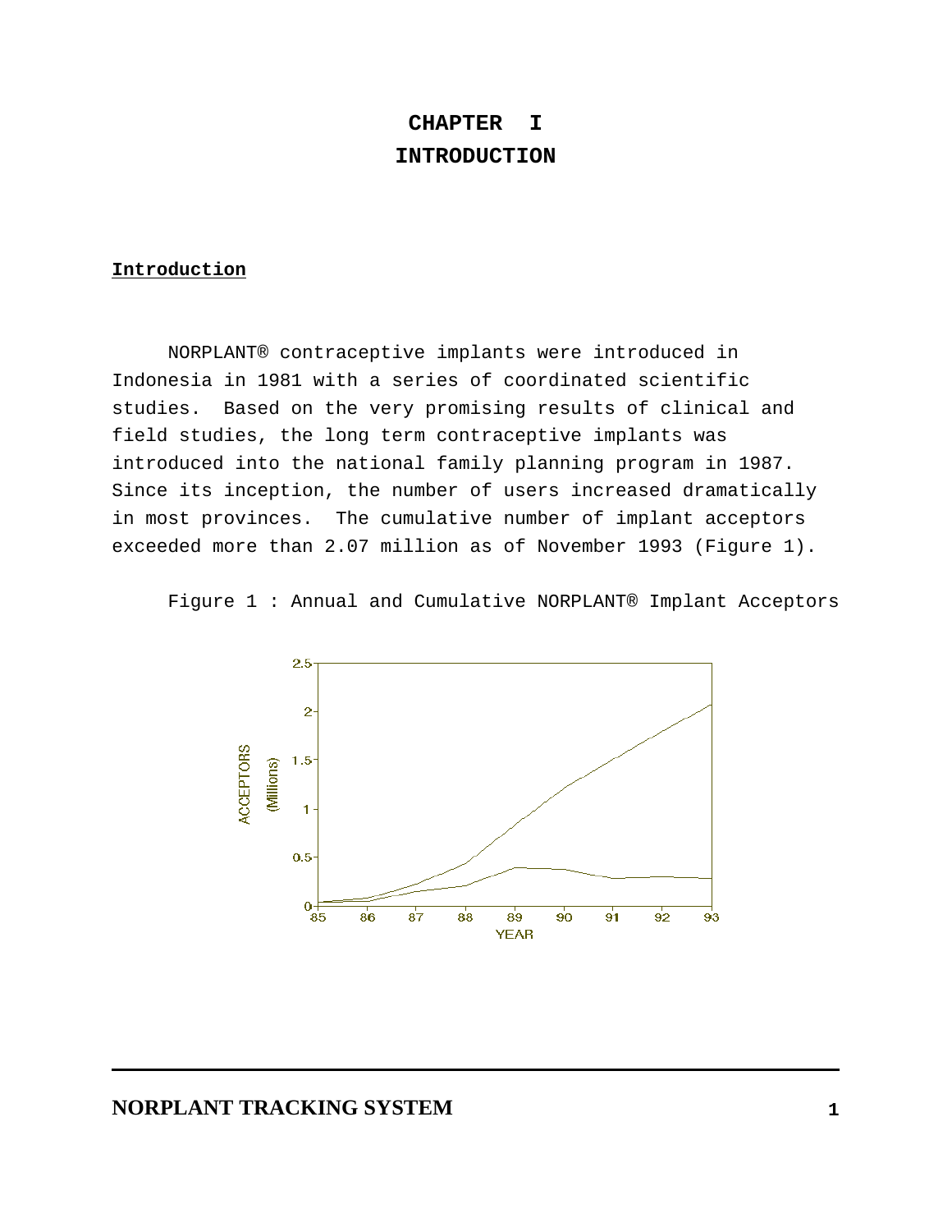# CHAPTER I
# INTRODUCTION

## Introduction

NORPLANT® contraceptive implants were introduced in Indonesia in 1981 with a series of coordinated scientific studies. Based on the very promising results of clinical and field studies, the long term contraceptive implants was introduced into the national family planning program in 1987. Since its inception, the number of users increased dramatically in most provinces. The cumulative number of implant acceptors exceeded more than 2.07 million as of November 1993 (Figure 1).

Figure 1 : Annual and Cumulative NORPLANT® Implant Acceptors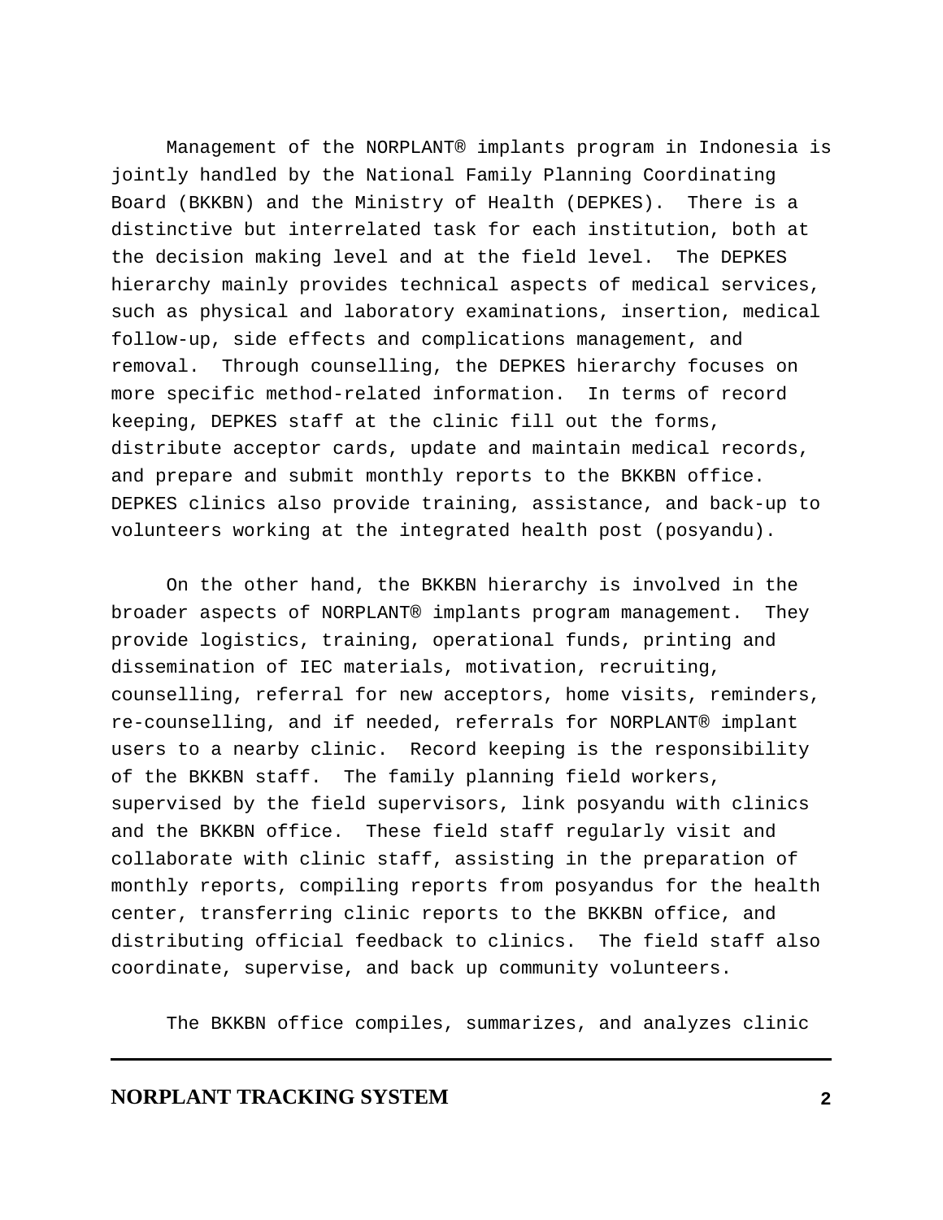Management of the NORPLANT® implants program in Indonesia is jointly handled by the National Family Planning Coordinating Board (BKKBN) and the Ministry of Health (DEPKES). There is a distinctive but interrelated task for each institution, both at the decision making level and at the field level. The DEPKES hierarchy mainly provides technical aspects of medical services, such as physical and laboratory examinations, insertion, medical follow-up, side effects and complications management, and removal. Through counselling, the DEPKES hierarchy focuses on more specific method-related information. In terms of record keeping, DEPKES staff at the clinic fill out the forms, distribute acceptor cards, update and maintain medical records, and prepare and submit monthly reports to the BKKBN office. DEPKES clinics also provide training, assistance, and back-up to volunteers working at the integrated health post (posyandu).

On the other hand, the BKKBN hierarchy is involved in the broader aspects of NORPLANT® implants program management. They provide logistics, training, operational funds, printing and dissemination of IEC materials, motivation, recruiting, counselling, referral for new acceptors, home visits, reminders, re-counselling, and if needed, referrals for NORPLANT® implant users to a nearby clinic. Record keeping is the responsibility of the BKKBN staff. The family planning field workers, supervised by the field supervisors, link posyandu with clinics and the BKKBN office. These field staff regularly visit and collaborate with clinic staff, assisting in the preparation of monthly reports, compiling reports from posyandus for the health center, transferring clinic reports to the BKKBN office, and distributing official feedback to clinics. The field staff also coordinate, supervise, and back up community volunteers.

The BKKBN office compiles, summarizes, and analyzes clinic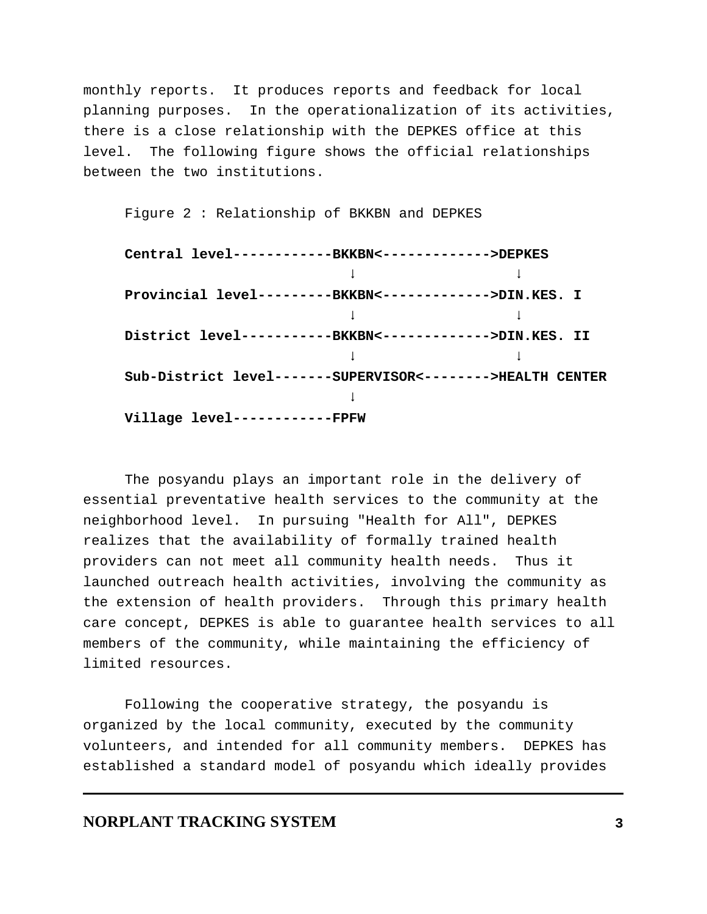monthly reports. It produces reports and feedback for local planning purposes. In the operationalization of its activities, there is a close relationship with the DEPKES office at this level. The following figure shows the official relationships between the two institutions.

Figure 2 : Relationship of BKKBN and DEPKES

```
Central level------------BKKBN<------------->DEPKES
                           ↓                   ↓
Provincial level---------BKKBN<------------->DIN.KES. I
                           ↓                   ↓
District level-----------BKKBN<------------->DIN.KES. II
                           ↓                   ↓
Sub-District level-------SUPERVISOR<-------->HEALTH CENTER
                           ↓
Village level------------FPFW
```

The posyandu plays an important role in the delivery of essential preventative health services to the community at the neighborhood level. In pursuing "Health for All", DEPKES realizes that the availability of formally trained health providers can not meet all community health needs. Thus it launched outreach health activities, involving the community as the extension of health providers. Through this primary health care concept, DEPKES is able to guarantee health services to all members of the community, while maintaining the efficiency of limited resources.

Following the cooperative strategy, the posyandu is organized by the local community, executed by the community volunteers, and intended for all community members. DEPKES has established a standard model of posyandu which ideally provides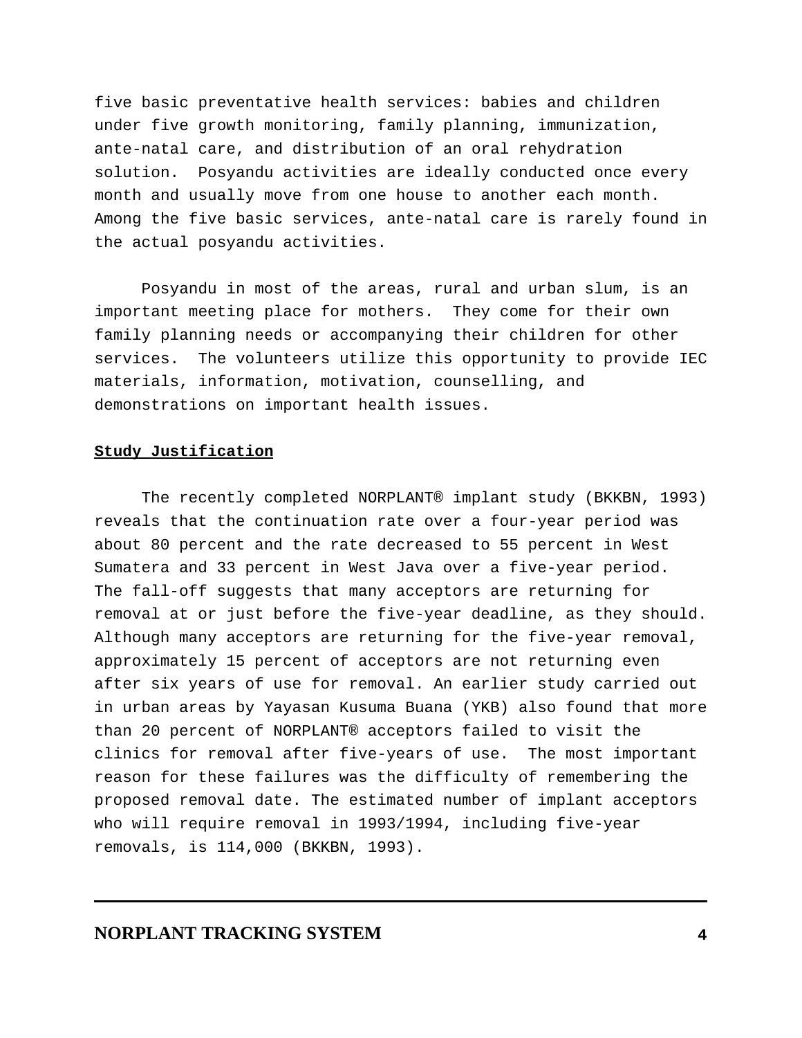five basic preventative health services: babies and children under five growth monitoring, family planning, immunization, ante-natal care, and distribution of an oral rehydration solution. Posyandu activities are ideally conducted once every month and usually move from one house to another each month. Among the five basic services, ante-natal care is rarely found in the actual posyandu activities.

Posyandu in most of the areas, rural and urban slum, is an important meeting place for mothers. They come for their own family planning needs or accompanying their children for other services. The volunteers utilize this opportunity to provide IEC materials, information, motivation, counselling, and demonstrations on important health issues.

## Study Justification

The recently completed NORPLANT® implant study (BKKBN, 1993) reveals that the continuation rate over a four-year period was about 80 percent and the rate decreased to 55 percent in West Sumatera and 33 percent in West Java over a five-year period. The fall-off suggests that many acceptors are returning for removal at or just before the five-year deadline, as they should. Although many acceptors are returning for the five-year removal, approximately 15 percent of acceptors are not returning even after six years of use for removal. An earlier study carried out in urban areas by Yayasan Kusuma Buana (YKB) also found that more than 20 percent of NORPLANT® acceptors failed to visit the clinics for removal after five-years of use. The most important reason for these failures was the difficulty of remembering the proposed removal date. The estimated number of implant acceptors who will require removal in 1993/1994, including five-year removals, is 114,000 (BKKBN, 1993).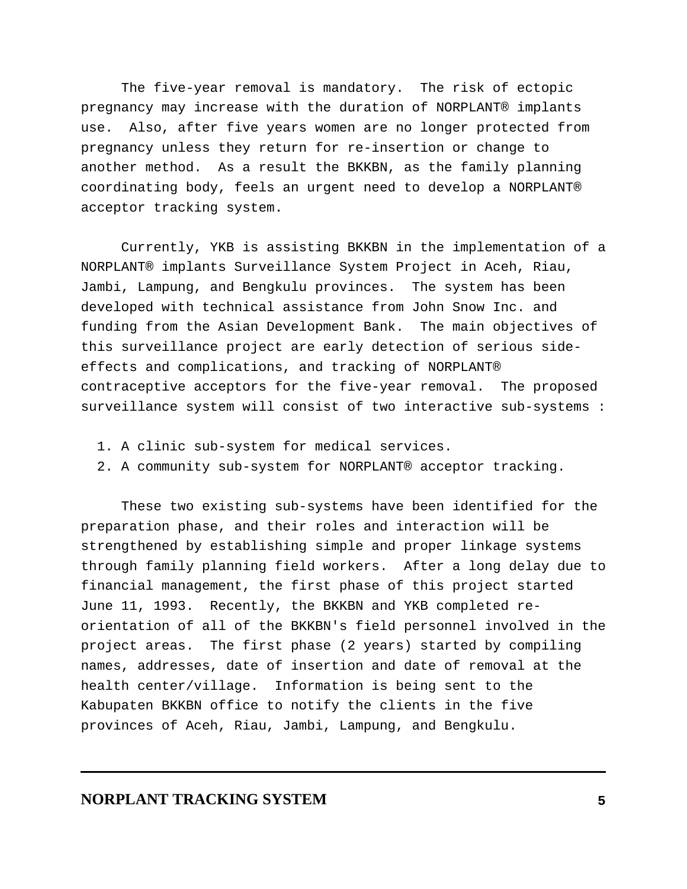The five-year removal is mandatory. The risk of ectopic pregnancy may increase with the duration of NORPLANT® implants use. Also, after five years women are no longer protected from pregnancy unless they return for re-insertion or change to another method. As a result the BKKBN, as the family planning coordinating body, feels an urgent need to develop a NORPLANT® acceptor tracking system.

Currently, YKB is assisting BKKBN in the implementation of a NORPLANT® implants Surveillance System Project in Aceh, Riau, Jambi, Lampung, and Bengkulu provinces. The system has been developed with technical assistance from John Snow Inc. and funding from the Asian Development Bank. The main objectives of this surveillance project are early detection of serious side-effects and complications, and tracking of NORPLANT® contraceptive acceptors for the five-year removal. The proposed surveillance system will consist of two interactive sub-systems :

1. A clinic sub-system for medical services.
2. A community sub-system for NORPLANT® acceptor tracking.

These two existing sub-systems have been identified for the preparation phase, and their roles and interaction will be strengthened by establishing simple and proper linkage systems through family planning field workers. After a long delay due to financial management, the first phase of this project started June 11, 1993. Recently, the BKKBN and YKB completed re-orientation of all of the BKKBN's field personnel involved in the project areas. The first phase (2 years) started by compiling names, addresses, date of insertion and date of removal at the health center/village. Information is being sent to the Kabupaten BKKBN office to notify the clients in the five provinces of Aceh, Riau, Jambi, Lampung, and Bengkulu.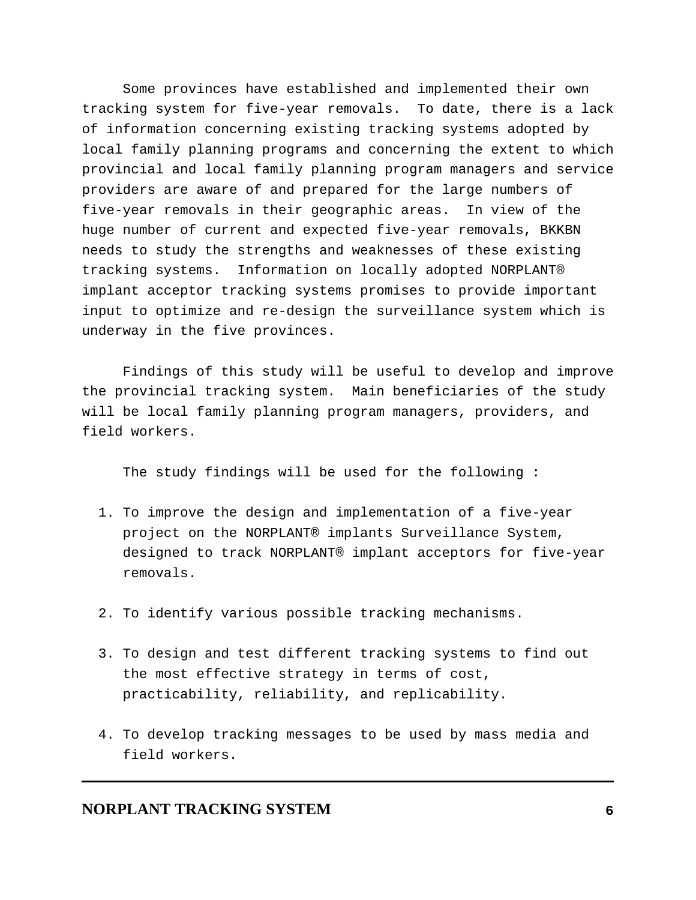Some provinces have established and implemented their own tracking system for five-year removals. To date, there is a lack of information concerning existing tracking systems adopted by local family planning programs and concerning the extent to which provincial and local family planning program managers and service providers are aware of and prepared for the large numbers of five-year removals in their geographic areas. In view of the huge number of current and expected five-year removals, BKKBN needs to study the strengths and weaknesses of these existing tracking systems. Information on locally adopted NORPLANT® implant acceptor tracking systems promises to provide important input to optimize and re-design the surveillance system which is underway in the five provinces.

Findings of this study will be useful to develop and improve the provincial tracking system. Main beneficiaries of the study will be local family planning program managers, providers, and field workers.

The study findings will be used for the following :

1. To improve the design and implementation of a five-year project on the NORPLANT® implants Surveillance System, designed to track NORPLANT® implant acceptors for five-year removals.

2. To identify various possible tracking mechanisms.

3. To design and test different tracking systems to find out the most effective strategy in terms of cost, practicability, reliability, and replicability.

4. To develop tracking messages to be used by mass media and field workers.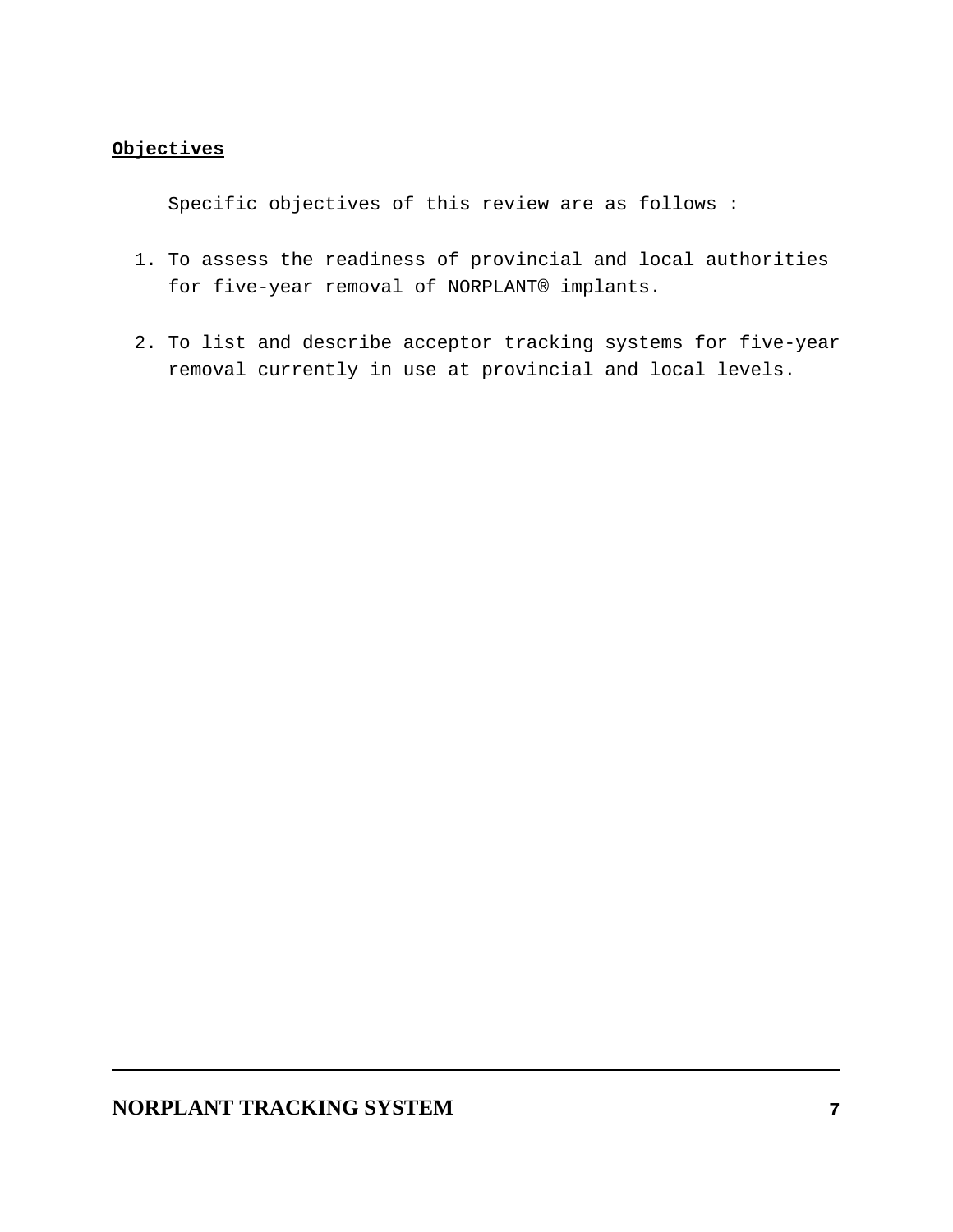**Objectives**

Specific objectives of this review are as follows :

1. To assess the readiness of provincial and local authorities for five-year removal of NORPLANT® implants.

2. To list and describe acceptor tracking systems for five-year removal currently in use at provincial and local levels.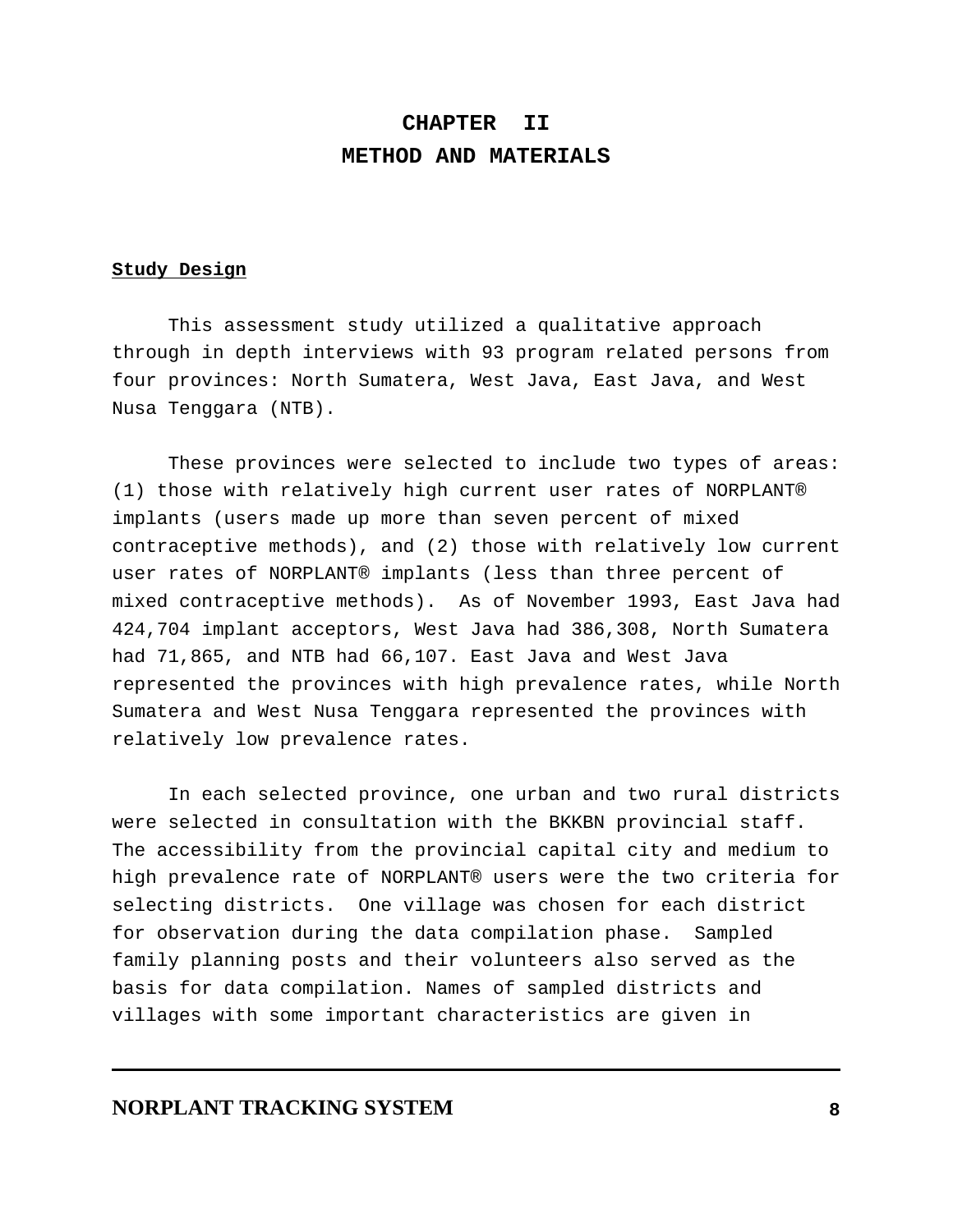# CHAPTER II
# METHOD AND MATERIALS

**Study Design**

This assessment study utilized a qualitative approach through in depth interviews with 93 program related persons from four provinces: North Sumatera, West Java, East Java, and West Nusa Tenggara (NTB).

These provinces were selected to include two types of areas: (1) those with relatively high current user rates of NORPLANT® implants (users made up more than seven percent of mixed contraceptive methods), and (2) those with relatively low current user rates of NORPLANT® implants (less than three percent of mixed contraceptive methods). As of November 1993, East Java had 424,704 implant acceptors, West Java had 386,308, North Sumatera had 71,865, and NTB had 66,107. East Java and West Java represented the provinces with high prevalence rates, while North Sumatera and West Nusa Tenggara represented the provinces with relatively low prevalence rates.

In each selected province, one urban and two rural districts were selected in consultation with the BKKBN provincial staff. The accessibility from the provincial capital city and medium to high prevalence rate of NORPLANT® users were the two criteria for selecting districts. One village was chosen for each district for observation during the data compilation phase. Sampled family planning posts and their volunteers also served as the basis for data compilation. Names of sampled districts and villages with some important characteristics are given in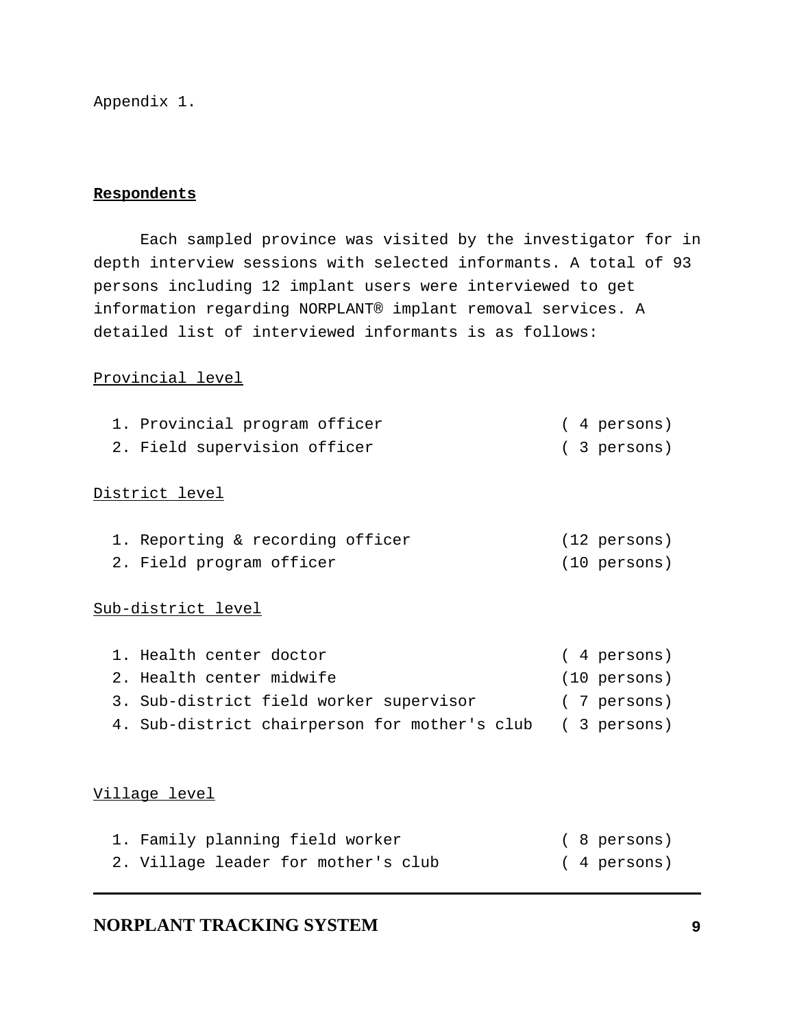Appendix 1.

**Respondents**

Each sampled province was visited by the investigator for in depth interview sessions with selected informants. A total of 93 persons including 12 implant users were interviewed to get information regarding NORPLANT® implant removal services. A detailed list of interviewed informants is as follows:

Provincial level

1. Provincial program officer ( 4 persons)
2. Field supervision officer ( 3 persons)

District level

1. Reporting & recording officer (12 persons)
2. Field program officer (10 persons)

Sub-district level

1. Health center doctor ( 4 persons)
2. Health center midwife (10 persons)
3. Sub-district field worker supervisor ( 7 persons)
4. Sub-district chairperson for mother's club ( 3 persons)

Village level

1. Family planning field worker ( 8 persons)
2. Village leader for mother's club ( 4 persons)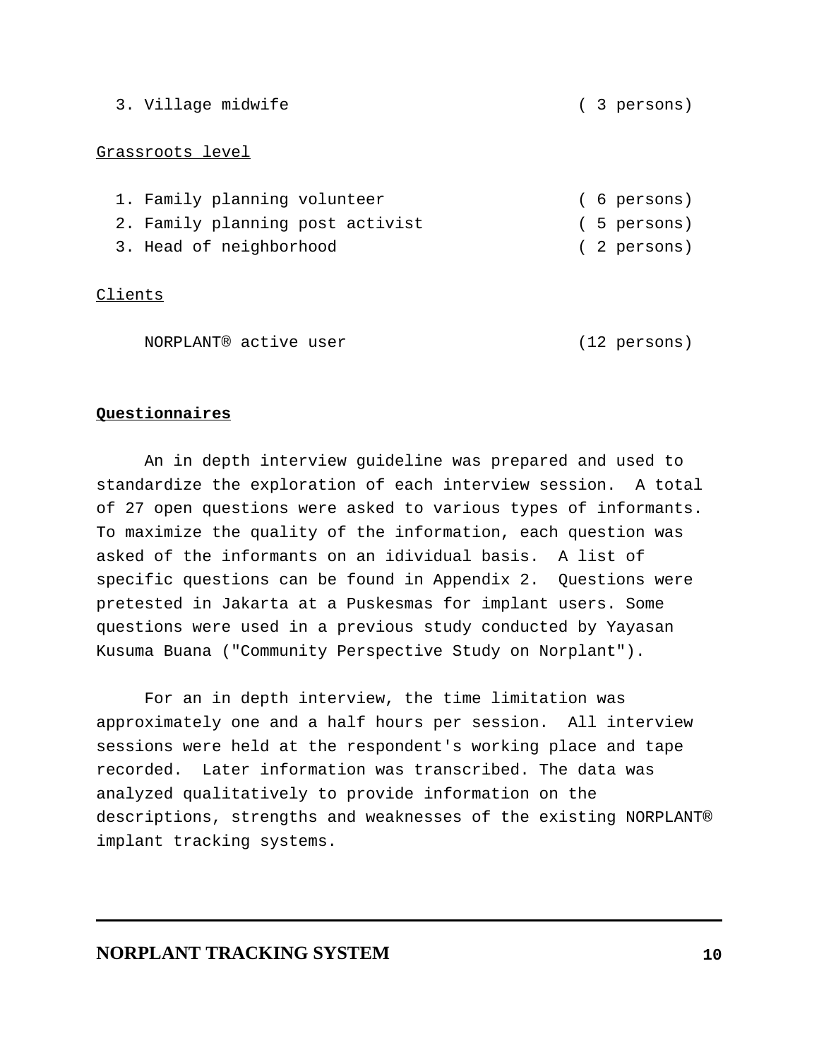3. Village midwife ( 3 persons)

Grassroots level

1. Family planning volunteer ( 6 persons)
2. Family planning post activist ( 5 persons)
3. Head of neighborhood ( 2 persons)

Clients

NORPLANT® active user (12 persons)

**Questionnaires**

An in depth interview guideline was prepared and used to standardize the exploration of each interview session. A total of 27 open questions were asked to various types of informants. To maximize the quality of the information, each question was asked of the informants on an idividual basis. A list of specific questions can be found in Appendix 2. Questions were pretested in Jakarta at a Puskesmas for implant users. Some questions were used in a previous study conducted by Yayasan Kusuma Buana ("Community Perspective Study on Norplant").

For an in depth interview, the time limitation was approximately one and a half hours per session. All interview sessions were held at the respondent's working place and tape recorded. Later information was transcribed. The data was analyzed qualitatively to provide information on the descriptions, strengths and weaknesses of the existing NORPLANT® implant tracking systems.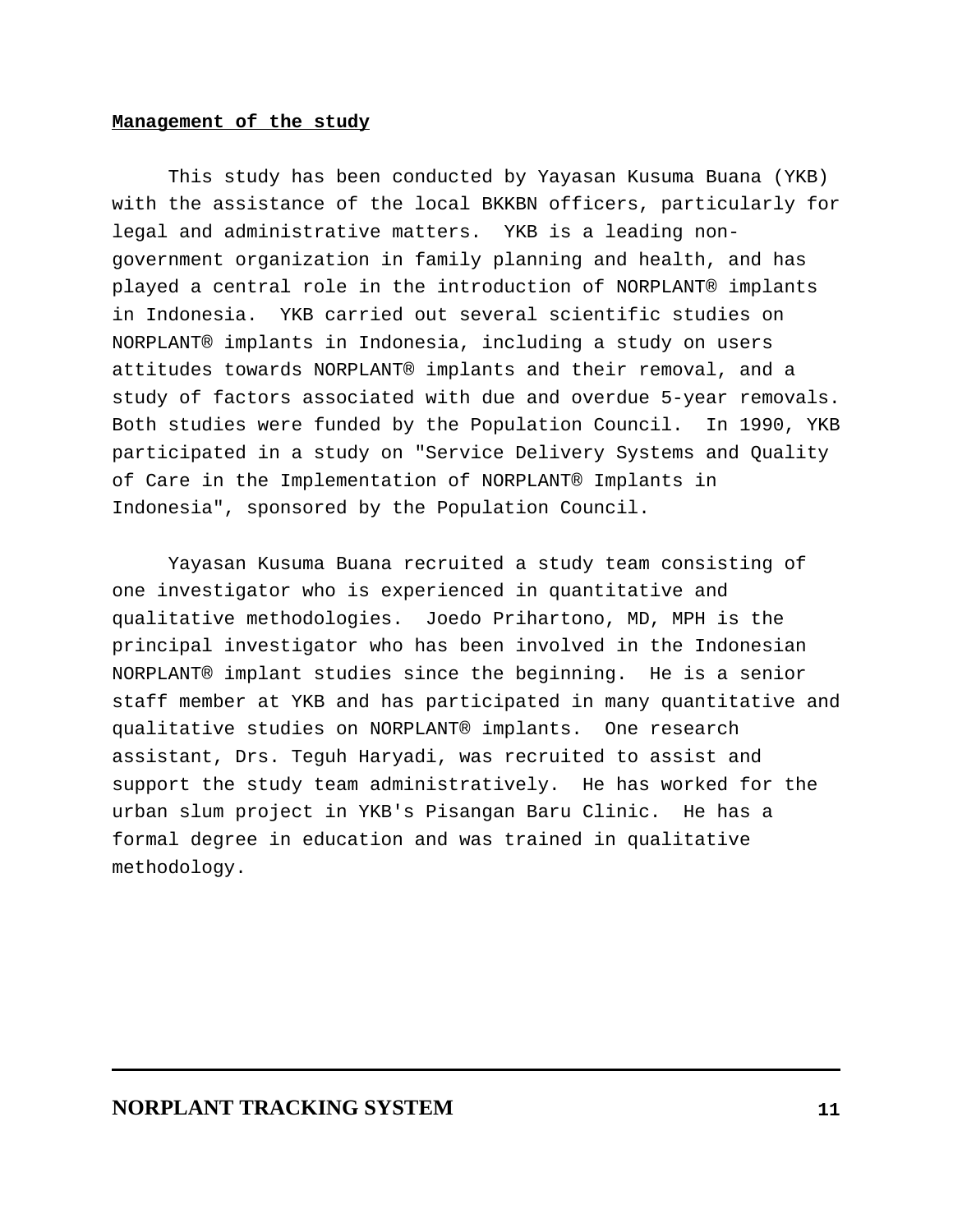**Management of the study**

This study has been conducted by Yayasan Kusuma Buana (YKB) with the assistance of the local BKKBN officers, particularly for legal and administrative matters. YKB is a leading non-government organization in family planning and health, and has played a central role in the introduction of NORPLANT® implants in Indonesia. YKB carried out several scientific studies on NORPLANT® implants in Indonesia, including a study on users attitudes towards NORPLANT® implants and their removal, and a study of factors associated with due and overdue 5-year removals. Both studies were funded by the Population Council. In 1990, YKB participated in a study on "Service Delivery Systems and Quality of Care in the Implementation of NORPLANT® Implants in Indonesia", sponsored by the Population Council.

Yayasan Kusuma Buana recruited a study team consisting of one investigator who is experienced in quantitative and qualitative methodologies. Joedo Prihartono, MD, MPH is the principal investigator who has been involved in the Indonesian NORPLANT® implant studies since the beginning. He is a senior staff member at YKB and has participated in many quantitative and qualitative studies on NORPLANT® implants. One research assistant, Drs. Teguh Haryadi, was recruited to assist and support the study team administratively. He has worked for the urban slum project in YKB's Pisangan Baru Clinic. He has a formal degree in education and was trained in qualitative methodology.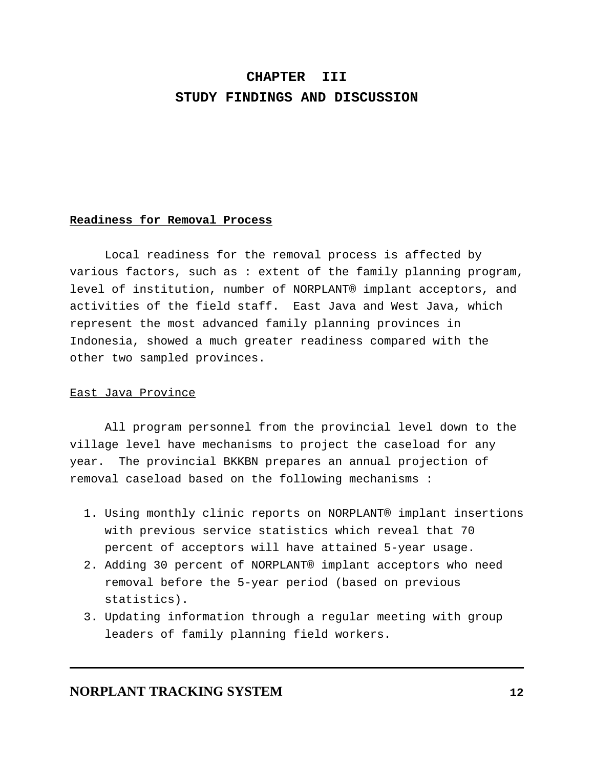# CHAPTER III
# STUDY FINDINGS AND DISCUSSION

**Readiness for Removal Process**

Local readiness for the removal process is affected by various factors, such as : extent of the family planning program, level of institution, number of NORPLANT® implant acceptors, and activities of the field staff. East Java and West Java, which represent the most advanced family planning provinces in Indonesia, showed a much greater readiness compared with the other two sampled provinces.

East Java Province

All program personnel from the provincial level down to the village level have mechanisms to project the caseload for any year. The provincial BKKBN prepares an annual projection of removal caseload based on the following mechanisms :

1. Using monthly clinic reports on NORPLANT® implant insertions with previous service statistics which reveal that 70 percent of acceptors will have attained 5-year usage.
2. Adding 30 percent of NORPLANT® implant acceptors who need removal before the 5-year period (based on previous statistics).
3. Updating information through a regular meeting with group leaders of family planning field workers.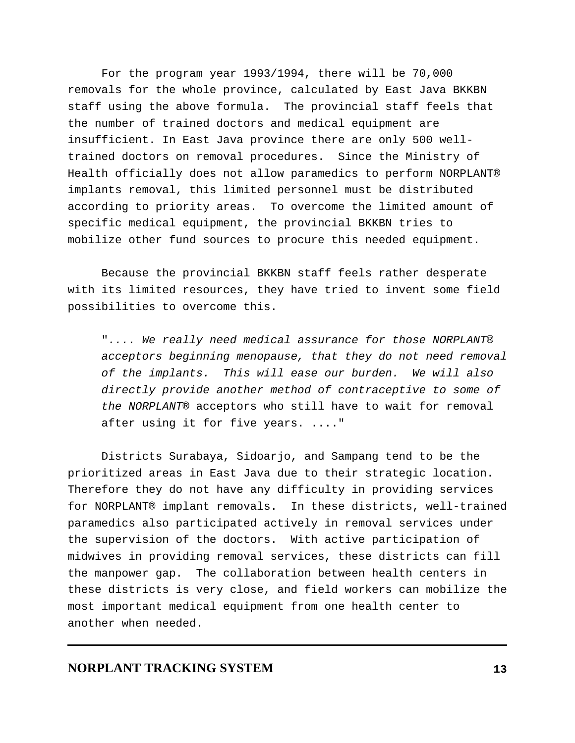For the program year 1993/1994, there will be 70,000 removals for the whole province, calculated by East Java BKKBN staff using the above formula. The provincial staff feels that the number of trained doctors and medical equipment are insufficient. In East Java province there are only 500 well-trained doctors on removal procedures. Since the Ministry of Health officially does not allow paramedics to perform NORPLANT® implants removal, this limited personnel must be distributed according to priority areas. To overcome the limited amount of specific medical equipment, the provincial BKKBN tries to mobilize other fund sources to procure this needed equipment.

Because the provincial BKKBN staff feels rather desperate with its limited resources, they have tried to invent some field possibilities to overcome this.

> "*.... We really need medical assurance for those NORPLANT® acceptors beginning menopause, that they do not need removal of the implants. This will ease our burden. We will also directly provide another method of contraceptive to some of the NORPLANT®* acceptors who still have to wait for removal after using it for five years. ...."

Districts Surabaya, Sidoarjo, and Sampang tend to be the prioritized areas in East Java due to their strategic location. Therefore they do not have any difficulty in providing services for NORPLANT® implant removals. In these districts, well-trained paramedics also participated actively in removal services under the supervision of the doctors. With active participation of midwives in providing removal services, these districts can fill the manpower gap. The collaboration between health centers in these districts is very close, and field workers can mobilize the most important medical equipment from one health center to another when needed.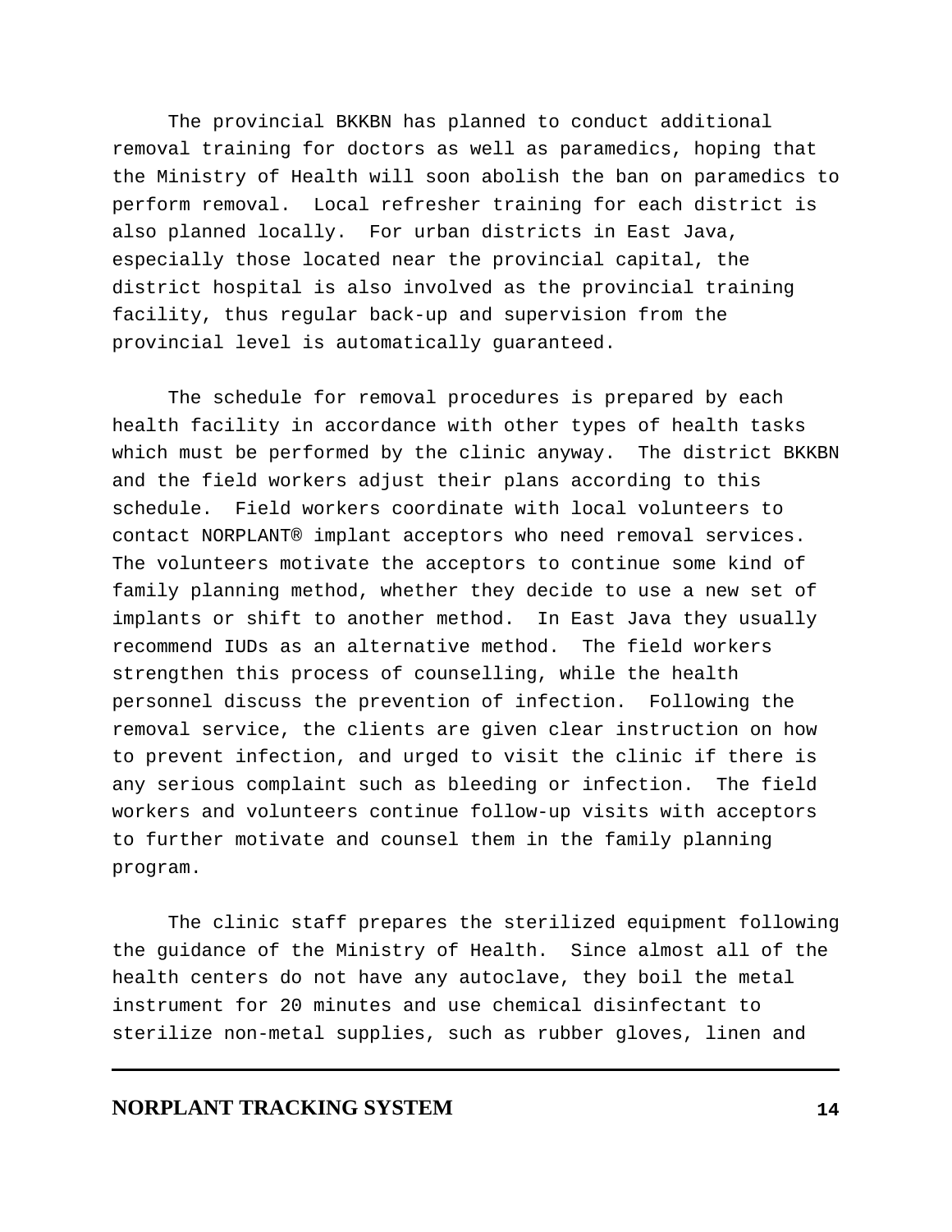The provincial BKKBN has planned to conduct additional removal training for doctors as well as paramedics, hoping that the Ministry of Health will soon abolish the ban on paramedics to perform removal. Local refresher training for each district is also planned locally. For urban districts in East Java, especially those located near the provincial capital, the district hospital is also involved as the provincial training facility, thus regular back-up and supervision from the provincial level is automatically guaranteed.

The schedule for removal procedures is prepared by each health facility in accordance with other types of health tasks which must be performed by the clinic anyway. The district BKKBN and the field workers adjust their plans according to this schedule. Field workers coordinate with local volunteers to contact NORPLANT® implant acceptors who need removal services. The volunteers motivate the acceptors to continue some kind of family planning method, whether they decide to use a new set of implants or shift to another method. In East Java they usually recommend IUDs as an alternative method. The field workers strengthen this process of counselling, while the health personnel discuss the prevention of infection. Following the removal service, the clients are given clear instruction on how to prevent infection, and urged to visit the clinic if there is any serious complaint such as bleeding or infection. The field workers and volunteers continue follow-up visits with acceptors to further motivate and counsel them in the family planning program.

The clinic staff prepares the sterilized equipment following the guidance of the Ministry of Health. Since almost all of the health centers do not have any autoclave, they boil the metal instrument for 20 minutes and use chemical disinfectant to sterilize non-metal supplies, such as rubber gloves, linen and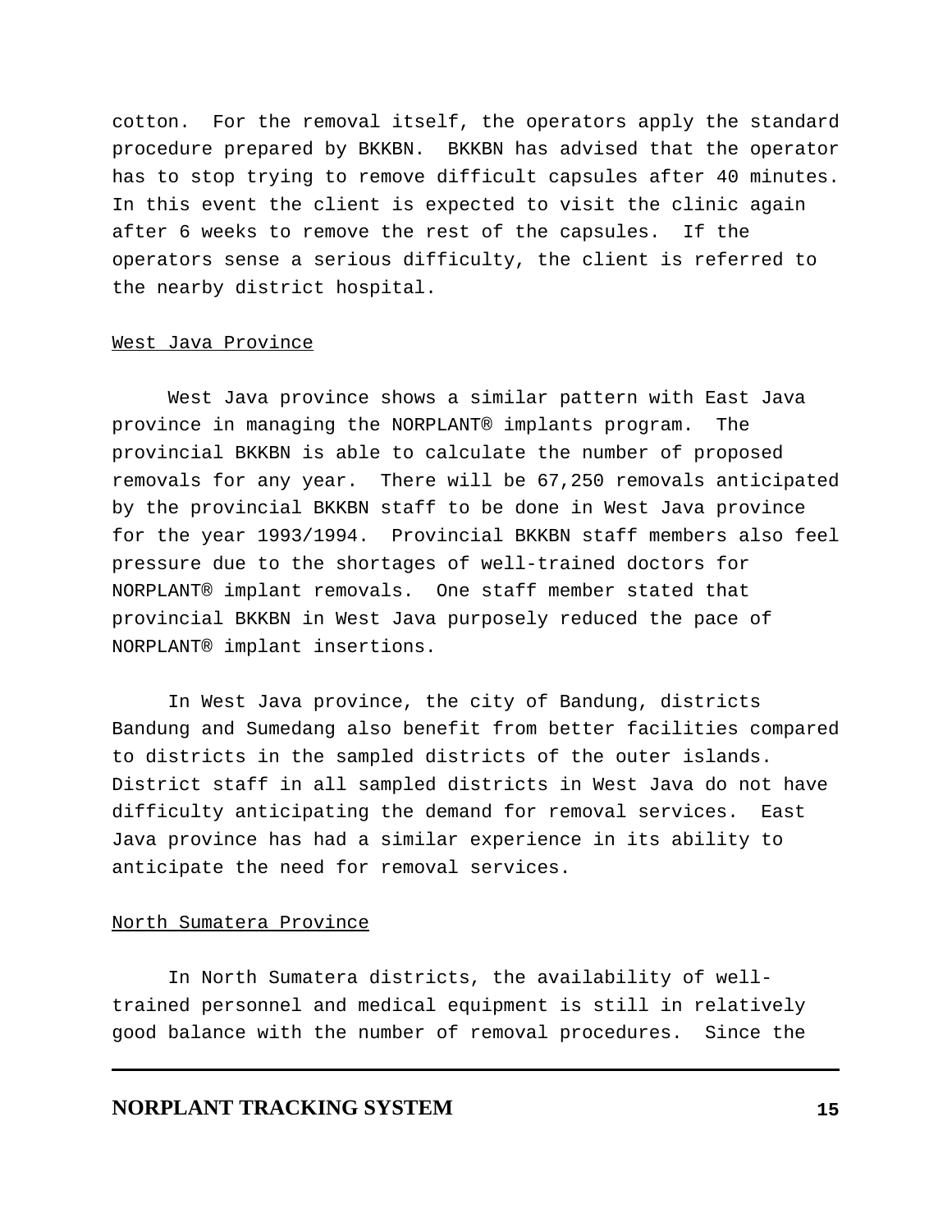cotton. For the removal itself, the operators apply the standard procedure prepared by BKKBN. BKKBN has advised that the operator has to stop trying to remove difficult capsules after 40 minutes. In this event the client is expected to visit the clinic again after 6 weeks to remove the rest of the capsules. If the operators sense a serious difficulty, the client is referred to the nearby district hospital.

West Java Province

West Java province shows a similar pattern with East Java province in managing the NORPLANT® implants program. The provincial BKKBN is able to calculate the number of proposed removals for any year. There will be 67,250 removals anticipated by the provincial BKKBN staff to be done in West Java province for the year 1993/1994. Provincial BKKBN staff members also feel pressure due to the shortages of well-trained doctors for NORPLANT® implant removals. One staff member stated that provincial BKKBN in West Java purposely reduced the pace of NORPLANT® implant insertions.

In West Java province, the city of Bandung, districts Bandung and Sumedang also benefit from better facilities compared to districts in the sampled districts of the outer islands. District staff in all sampled districts in West Java do not have difficulty anticipating the demand for removal services. East Java province has had a similar experience in its ability to anticipate the need for removal services.

North Sumatera Province

In North Sumatera districts, the availability of well-trained personnel and medical equipment is still in relatively good balance with the number of removal procedures. Since the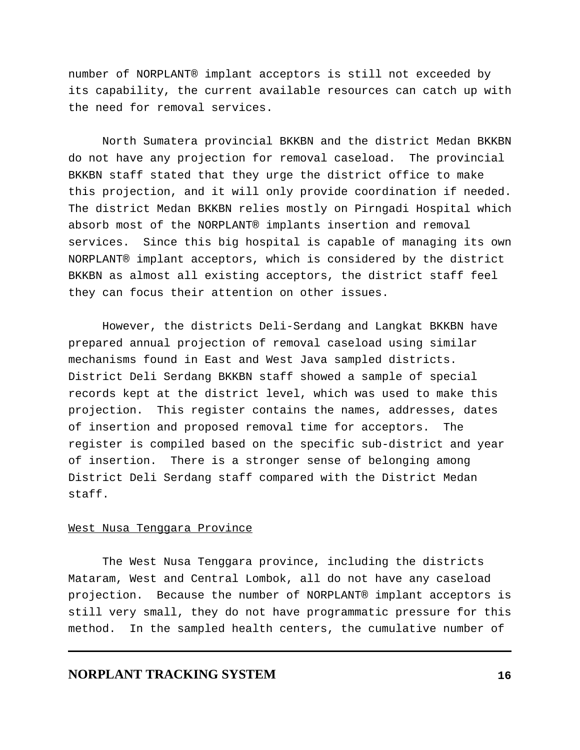number of NORPLANT® implant acceptors is still not exceeded by its capability, the current available resources can catch up with the need for removal services.

North Sumatera provincial BKKBN and the district Medan BKKBN do not have any projection for removal caseload. The provincial BKKBN staff stated that they urge the district office to make this projection, and it will only provide coordination if needed. The district Medan BKKBN relies mostly on Pirngadi Hospital which absorb most of the NORPLANT® implants insertion and removal services. Since this big hospital is capable of managing its own NORPLANT® implant acceptors, which is considered by the district BKKBN as almost all existing acceptors, the district staff feel they can focus their attention on other issues.

However, the districts Deli-Serdang and Langkat BKKBN have prepared annual projection of removal caseload using similar mechanisms found in East and West Java sampled districts. District Deli Serdang BKKBN staff showed a sample of special records kept at the district level, which was used to make this projection. This register contains the names, addresses, dates of insertion and proposed removal time for acceptors. The register is compiled based on the specific sub-district and year of insertion. There is a stronger sense of belonging among District Deli Serdang staff compared with the District Medan staff.

<u>West Nusa Tenggara Province</u>

The West Nusa Tenggara province, including the districts Mataram, West and Central Lombok, all do not have any caseload projection. Because the number of NORPLANT® implant acceptors is still very small, they do not have programmatic pressure for this method. In the sampled health centers, the cumulative number of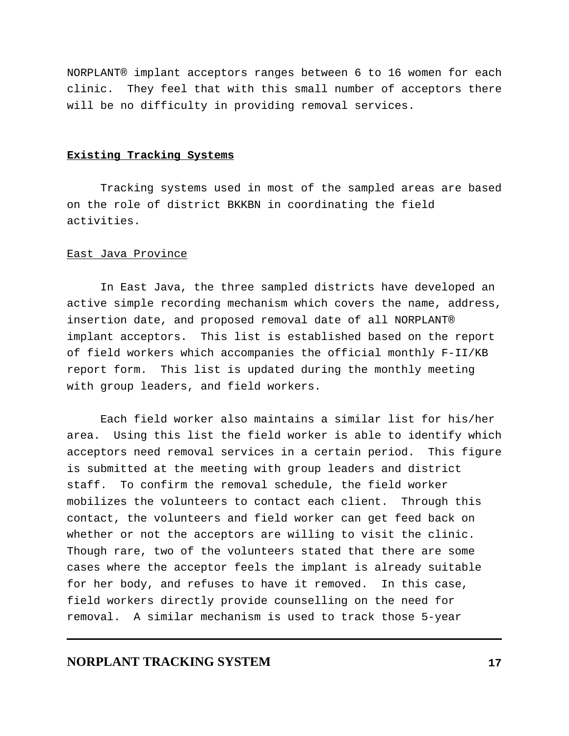NORPLANT® implant acceptors ranges between 6 to 16 women for each clinic.  They feel that with this small number of acceptors there will be no difficulty in providing removal services.

## Existing Tracking Systems

Tracking systems used in most of the sampled areas are based on the role of district BKKBN in coordinating the field activities.

### East Java Province

In East Java, the three sampled districts have developed an active simple recording mechanism which covers the name, address, insertion date, and proposed removal date of all NORPLANT® implant acceptors.  This list is established based on the report of field workers which accompanies the official monthly F-II/KB report form.  This list is updated during the monthly meeting with group leaders, and field workers.

Each field worker also maintains a similar list for his/her area.  Using this list the field worker is able to identify which acceptors need removal services in a certain period.  This figure is submitted at the meeting with group leaders and district staff.  To confirm the removal schedule, the field worker mobilizes the volunteers to contact each client.  Through this contact, the volunteers and field worker can get feed back on whether or not the acceptors are willing to visit the clinic. Though rare, two of the volunteers stated that there are some cases where the acceptor feels the implant is already suitable for her body, and refuses to have it removed.  In this case, field workers directly provide counselling on the need for removal.  A similar mechanism is used to track those 5-year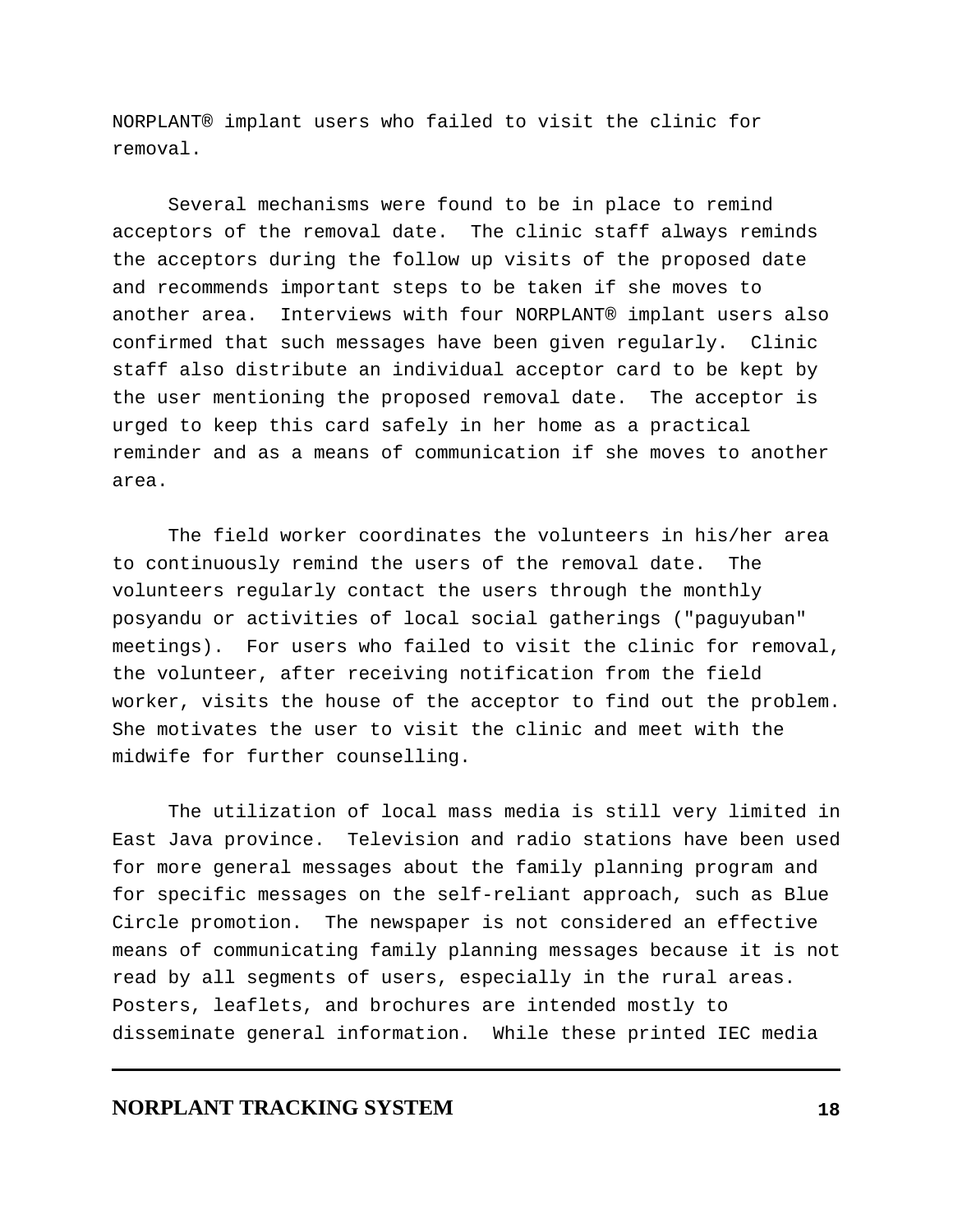NORPLANT® implant users who failed to visit the clinic for removal.

Several mechanisms were found to be in place to remind acceptors of the removal date. The clinic staff always reminds the acceptors during the follow up visits of the proposed date and recommends important steps to be taken if she moves to another area. Interviews with four NORPLANT® implant users also confirmed that such messages have been given regularly. Clinic staff also distribute an individual acceptor card to be kept by the user mentioning the proposed removal date. The acceptor is urged to keep this card safely in her home as a practical reminder and as a means of communication if she moves to another area.

The field worker coordinates the volunteers in his/her area to continuously remind the users of the removal date. The volunteers regularly contact the users through the monthly posyandu or activities of local social gatherings ("paguyuban" meetings). For users who failed to visit the clinic for removal, the volunteer, after receiving notification from the field worker, visits the house of the acceptor to find out the problem. She motivates the user to visit the clinic and meet with the midwife for further counselling.

The utilization of local mass media is still very limited in East Java province. Television and radio stations have been used for more general messages about the family planning program and for specific messages on the self-reliant approach, such as Blue Circle promotion. The newspaper is not considered an effective means of communicating family planning messages because it is not read by all segments of users, especially in the rural areas. Posters, leaflets, and brochures are intended mostly to disseminate general information. While these printed IEC media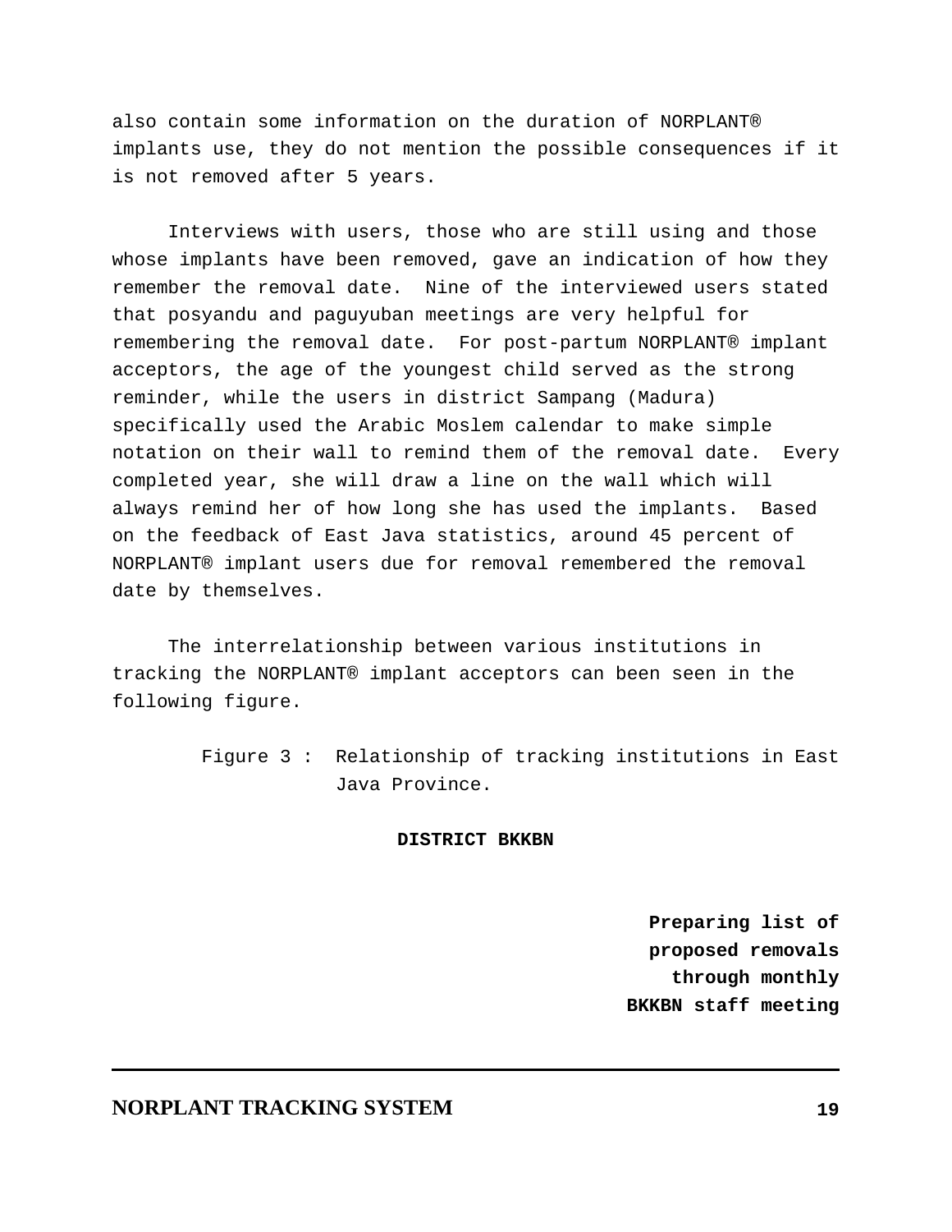also contain some information on the duration of NORPLANT® implants use, they do not mention the possible consequences if it is not removed after 5 years.

Interviews with users, those who are still using and those whose implants have been removed, gave an indication of how they remember the removal date. Nine of the interviewed users stated that posyandu and paguyuban meetings are very helpful for remembering the removal date. For post-partum NORPLANT® implant acceptors, the age of the youngest child served as the strong reminder, while the users in district Sampang (Madura) specifically used the Arabic Moslem calendar to make simple notation on their wall to remind them of the removal date. Every completed year, she will draw a line on the wall which will always remind her of how long she has used the implants. Based on the feedback of East Java statistics, around 45 percent of NORPLANT® implant users due for removal remembered the removal date by themselves.

The interrelationship between various institutions in tracking the NORPLANT® implant acceptors can been seen in the following figure.

Figure 3 : Relationship of tracking institutions in East Java Province.

**DISTRICT BKKBN**

**Preparing list of proposed removals through monthly BKKBN staff meeting**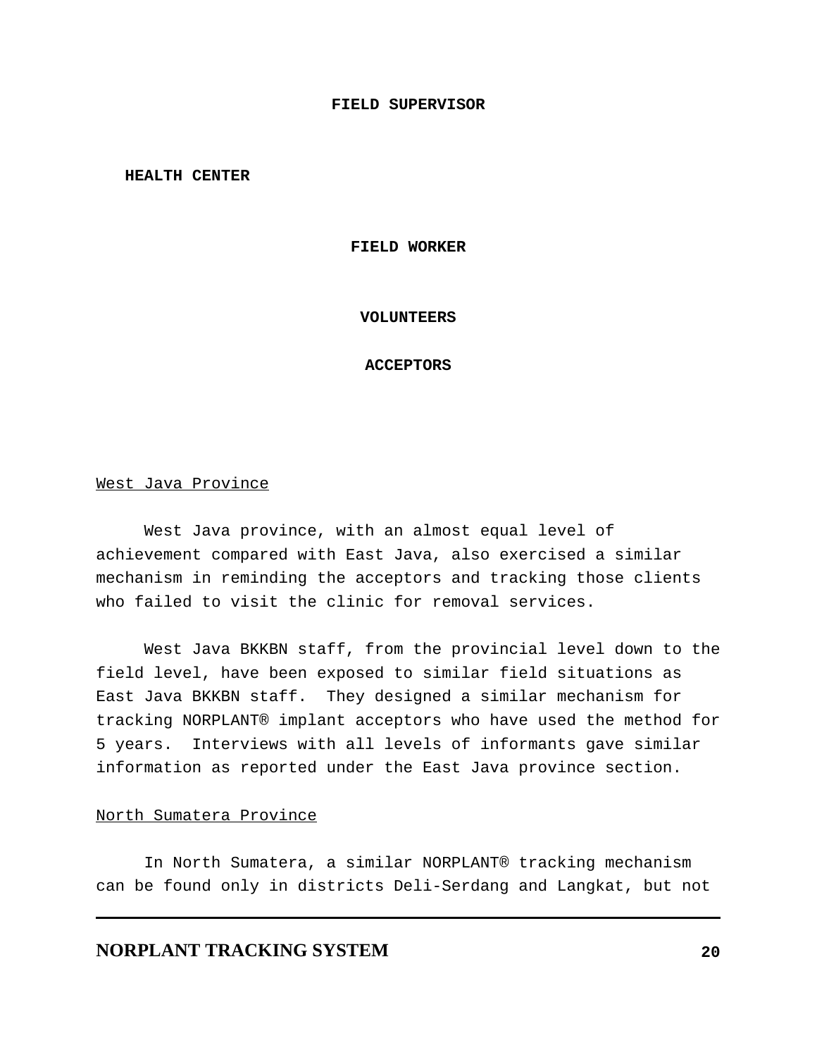**FIELD SUPERVISOR**

**HEALTH CENTER**

**FIELD WORKER**

**VOLUNTEERS**

**ACCEPTORS**

West Java Province

West Java province, with an almost equal level of achievement compared with East Java, also exercised a similar mechanism in reminding the acceptors and tracking those clients who failed to visit the clinic for removal services.

West Java BKKBN staff, from the provincial level down to the field level, have been exposed to similar field situations as East Java BKKBN staff. They designed a similar mechanism for tracking NORPLANT® implant acceptors who have used the method for 5 years. Interviews with all levels of informants gave similar information as reported under the East Java province section.

North Sumatera Province

In North Sumatera, a similar NORPLANT® tracking mechanism can be found only in districts Deli-Serdang and Langkat, but not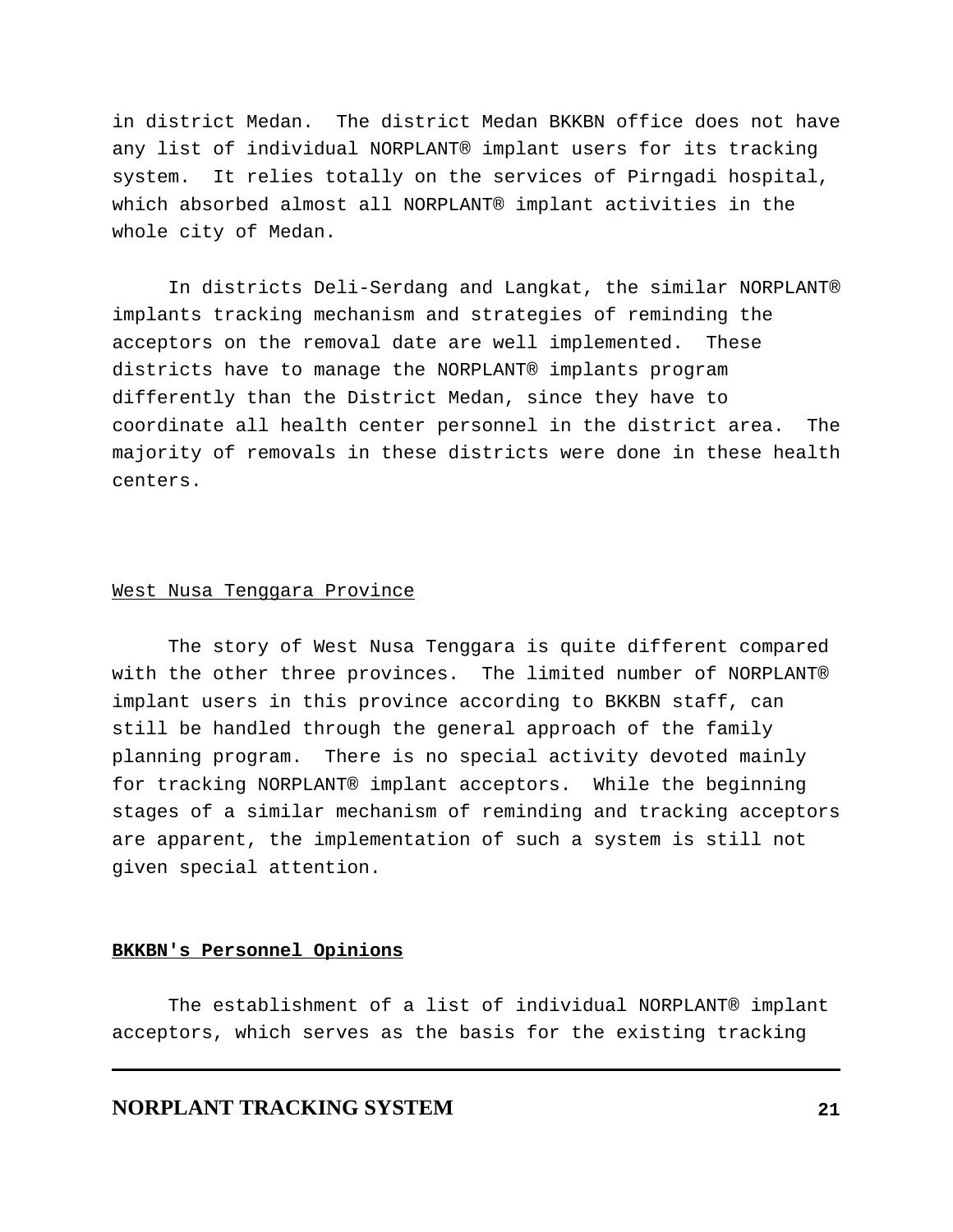in district Medan. The district Medan BKKBN office does not have any list of individual NORPLANT® implant users for its tracking system. It relies totally on the services of Pirngadi hospital, which absorbed almost all NORPLANT® implant activities in the whole city of Medan.

In districts Deli-Serdang and Langkat, the similar NORPLANT® implants tracking mechanism and strategies of reminding the acceptors on the removal date are well implemented. These districts have to manage the NORPLANT® implants program differently than the District Medan, since they have to coordinate all health center personnel in the district area. The majority of removals in these districts were done in these health centers.

### West Nusa Tenggara Province

The story of West Nusa Tenggara is quite different compared with the other three provinces. The limited number of NORPLANT® implant users in this province according to BKKBN staff, can still be handled through the general approach of the family planning program. There is no special activity devoted mainly for tracking NORPLANT® implant acceptors. While the beginning stages of a similar mechanism of reminding and tracking acceptors are apparent, the implementation of such a system is still not given special attention.

## BKKBN's Personnel Opinions

The establishment of a list of individual NORPLANT® implant acceptors, which serves as the basis for the existing tracking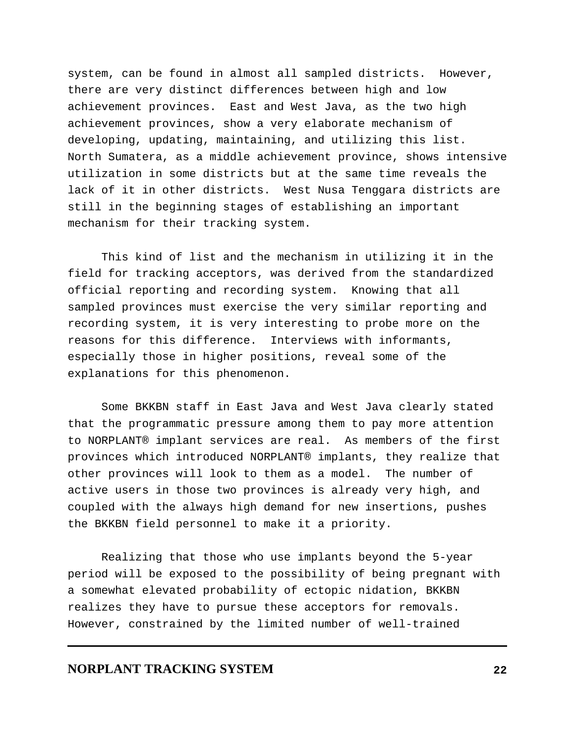system, can be found in almost all sampled districts. However, there are very distinct differences between high and low achievement provinces. East and West Java, as the two high achievement provinces, show a very elaborate mechanism of developing, updating, maintaining, and utilizing this list. North Sumatera, as a middle achievement province, shows intensive utilization in some districts but at the same time reveals the lack of it in other districts. West Nusa Tenggara districts are still in the beginning stages of establishing an important mechanism for their tracking system.

This kind of list and the mechanism in utilizing it in the field for tracking acceptors, was derived from the standardized official reporting and recording system. Knowing that all sampled provinces must exercise the very similar reporting and recording system, it is very interesting to probe more on the reasons for this difference. Interviews with informants, especially those in higher positions, reveal some of the explanations for this phenomenon.

Some BKKBN staff in East Java and West Java clearly stated that the programmatic pressure among them to pay more attention to NORPLANT® implant services are real. As members of the first provinces which introduced NORPLANT® implants, they realize that other provinces will look to them as a model. The number of active users in those two provinces is already very high, and coupled with the always high demand for new insertions, pushes the BKKBN field personnel to make it a priority.

Realizing that those who use implants beyond the 5-year period will be exposed to the possibility of being pregnant with a somewhat elevated probability of ectopic nidation, BKKBN realizes they have to pursue these acceptors for removals. However, constrained by the limited number of well-trained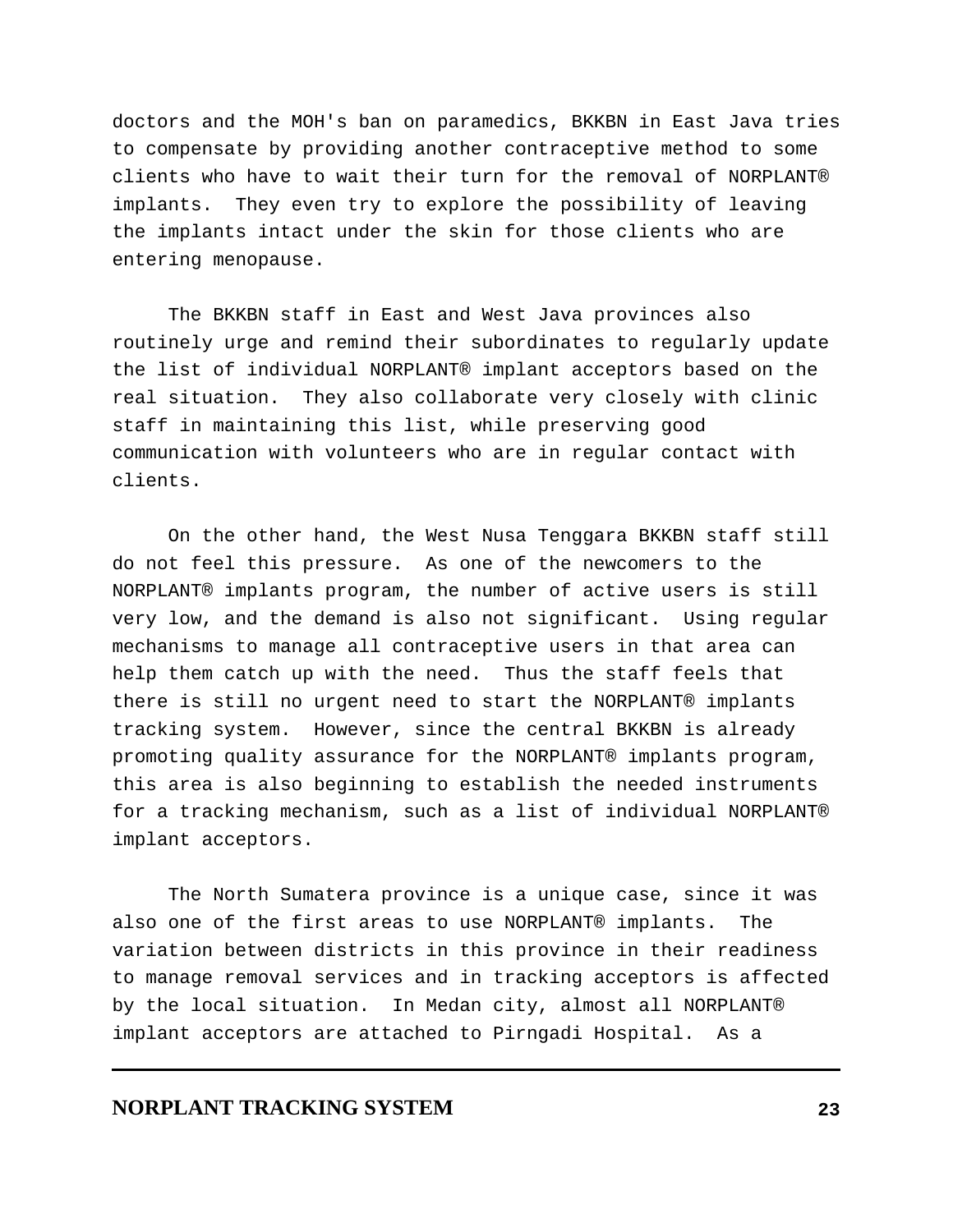doctors and the MOH's ban on paramedics, BKKBN in East Java tries to compensate by providing another contraceptive method to some clients who have to wait their turn for the removal of NORPLANT® implants. They even try to explore the possibility of leaving the implants intact under the skin for those clients who are entering menopause.

The BKKBN staff in East and West Java provinces also routinely urge and remind their subordinates to regularly update the list of individual NORPLANT® implant acceptors based on the real situation. They also collaborate very closely with clinic staff in maintaining this list, while preserving good communication with volunteers who are in regular contact with clients.

On the other hand, the West Nusa Tenggara BKKBN staff still do not feel this pressure. As one of the newcomers to the NORPLANT® implants program, the number of active users is still very low, and the demand is also not significant. Using regular mechanisms to manage all contraceptive users in that area can help them catch up with the need. Thus the staff feels that there is still no urgent need to start the NORPLANT® implants tracking system. However, since the central BKKBN is already promoting quality assurance for the NORPLANT® implants program, this area is also beginning to establish the needed instruments for a tracking mechanism, such as a list of individual NORPLANT® implant acceptors.

The North Sumatera province is a unique case, since it was also one of the first areas to use NORPLANT® implants. The variation between districts in this province in their readiness to manage removal services and in tracking acceptors is affected by the local situation. In Medan city, almost all NORPLANT® implant acceptors are attached to Pirngadi Hospital. As a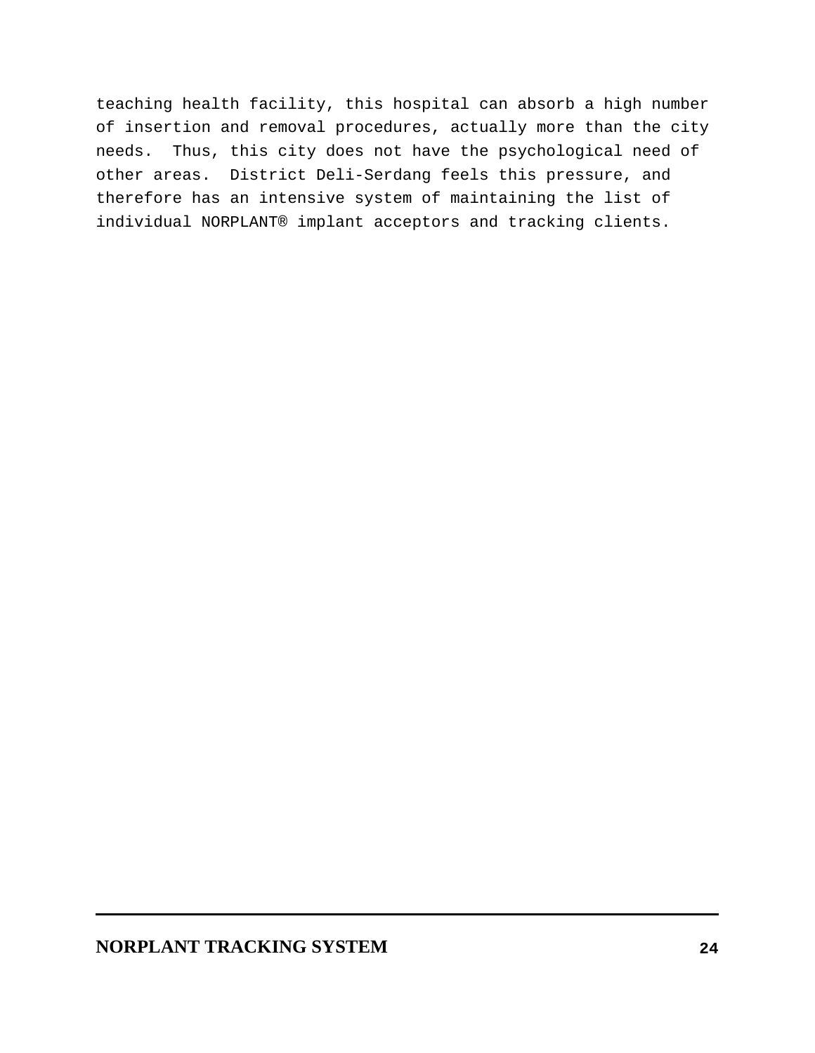teaching health facility, this hospital can absorb a high number of insertion and removal procedures, actually more than the city needs. Thus, this city does not have the psychological need of other areas. District Deli-Serdang feels this pressure, and therefore has an intensive system of maintaining the list of individual NORPLANT® implant acceptors and tracking clients.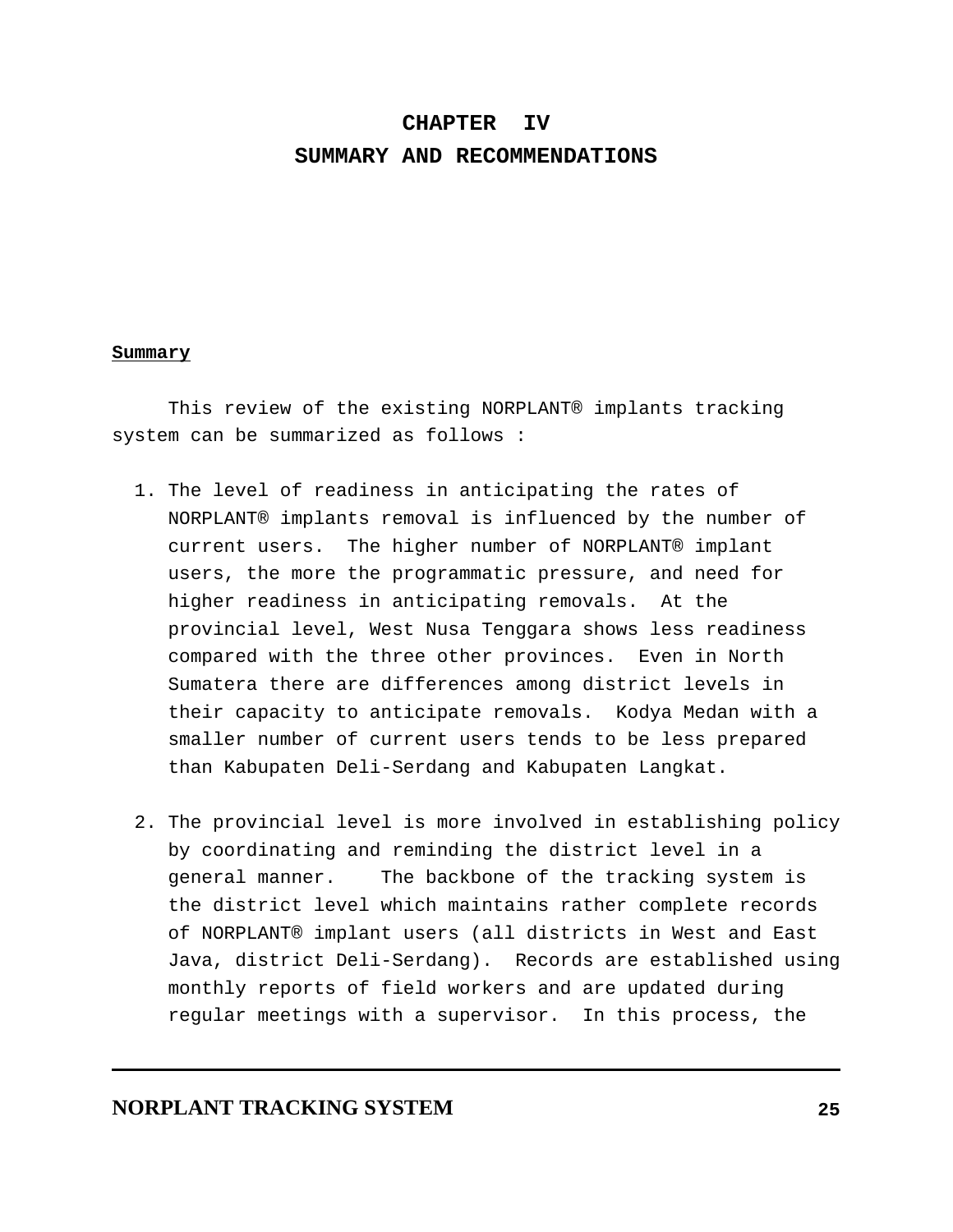# CHAPTER IV
# SUMMARY AND RECOMMENDATIONS

**Summary**

This review of the existing NORPLANT® implants tracking system can be summarized as follows :

1. The level of readiness in anticipating the rates of NORPLANT® implants removal is influenced by the number of current users. The higher number of NORPLANT® implant users, the more the programmatic pressure, and need for higher readiness in anticipating removals. At the provincial level, West Nusa Tenggara shows less readiness compared with the three other provinces. Even in North Sumatera there are differences among district levels in their capacity to anticipate removals. Kodya Medan with a smaller number of current users tends to be less prepared than Kabupaten Deli-Serdang and Kabupaten Langkat.

2. The provincial level is more involved in establishing policy by coordinating and reminding the district level in a general manner. The backbone of the tracking system is the district level which maintains rather complete records of NORPLANT® implant users (all districts in West and East Java, district Deli-Serdang). Records are established using monthly reports of field workers and are updated during regular meetings with a supervisor. In this process, the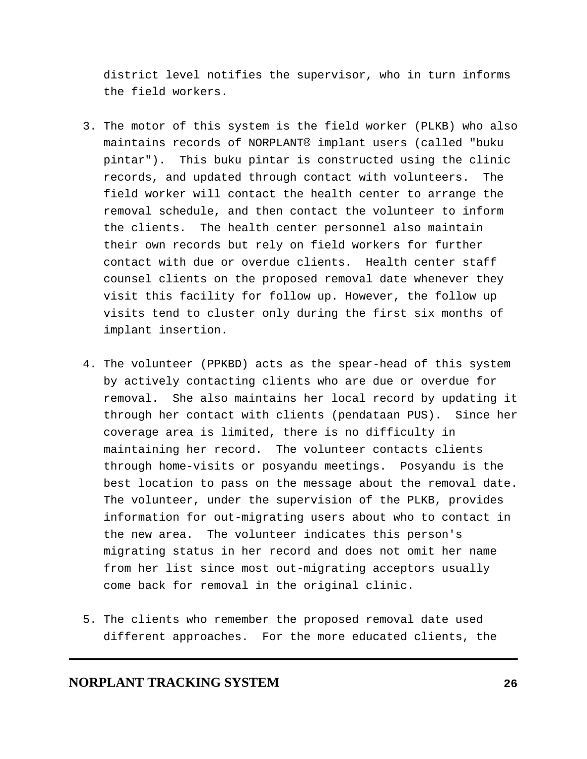district level notifies the supervisor, who in turn informs the field workers.

3. The motor of this system is the field worker (PLKB) who also maintains records of NORPLANT® implant users (called "buku pintar"). This buku pintar is constructed using the clinic records, and updated through contact with volunteers. The field worker will contact the health center to arrange the removal schedule, and then contact the volunteer to inform the clients. The health center personnel also maintain their own records but rely on field workers for further contact with due or overdue clients. Health center staff counsel clients on the proposed removal date whenever they visit this facility for follow up. However, the follow up visits tend to cluster only during the first six months of implant insertion.

4. The volunteer (PPKBD) acts as the spear-head of this system by actively contacting clients who are due or overdue for removal. She also maintains her local record by updating it through her contact with clients (pendataan PUS). Since her coverage area is limited, there is no difficulty in maintaining her record. The volunteer contacts clients through home-visits or posyandu meetings. Posyandu is the best location to pass on the message about the removal date. The volunteer, under the supervision of the PLKB, provides information for out-migrating users about who to contact in the new area. The volunteer indicates this person's migrating status in her record and does not omit her name from her list since most out-migrating acceptors usually come back for removal in the original clinic.

5. The clients who remember the proposed removal date used different approaches. For the more educated clients, the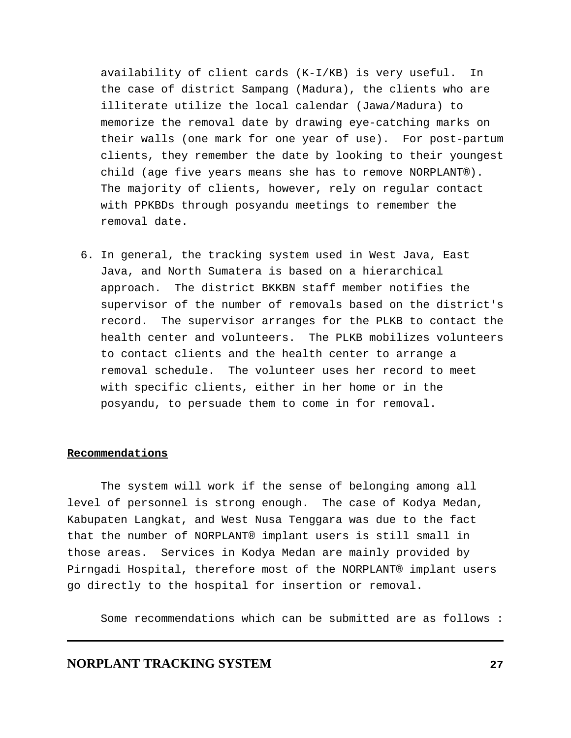availability of client cards (K-I/KB) is very useful. In the case of district Sampang (Madura), the clients who are illiterate utilize the local calendar (Jawa/Madura) to memorize the removal date by drawing eye-catching marks on their walls (one mark for one year of use). For post-partum clients, they remember the date by looking to their youngest child (age five years means she has to remove NORPLANT®). The majority of clients, however, rely on regular contact with PPKBDs through posyandu meetings to remember the removal date.

6. In general, the tracking system used in West Java, East Java, and North Sumatera is based on a hierarchical approach. The district BKKBN staff member notifies the supervisor of the number of removals based on the district's record. The supervisor arranges for the PLKB to contact the health center and volunteers. The PLKB mobilizes volunteers to contact clients and the health center to arrange a removal schedule. The volunteer uses her record to meet with specific clients, either in her home or in the posyandu, to persuade them to come in for removal.

**Recommendations**

The system will work if the sense of belonging among all level of personnel is strong enough. The case of Kodya Medan, Kabupaten Langkat, and West Nusa Tenggara was due to the fact that the number of NORPLANT® implant users is still small in those areas. Services in Kodya Medan are mainly provided by Pirngadi Hospital, therefore most of the NORPLANT® implant users go directly to the hospital for insertion or removal.

Some recommendations which can be submitted are as follows :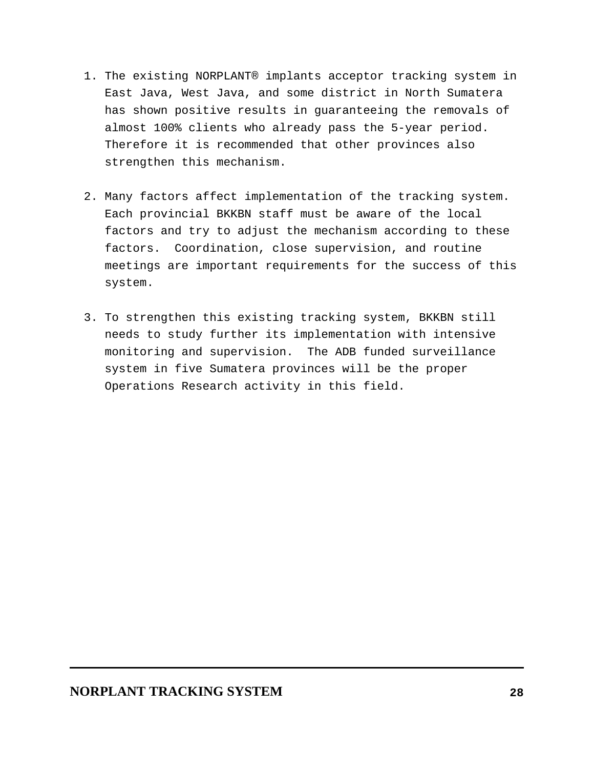1. The existing NORPLANT® implants acceptor tracking system in East Java, West Java, and some district in North Sumatera has shown positive results in guaranteeing the removals of almost 100% clients who already pass the 5-year period. Therefore it is recommended that other provinces also strengthen this mechanism.

2. Many factors affect implementation of the tracking system. Each provincial BKKBN staff must be aware of the local factors and try to adjust the mechanism according to these factors. Coordination, close supervision, and routine meetings are important requirements for the success of this system.

3. To strengthen this existing tracking system, BKKBN still needs to study further its implementation with intensive monitoring and supervision. The ADB funded surveillance system in five Sumatera provinces will be the proper Operations Research activity in this field.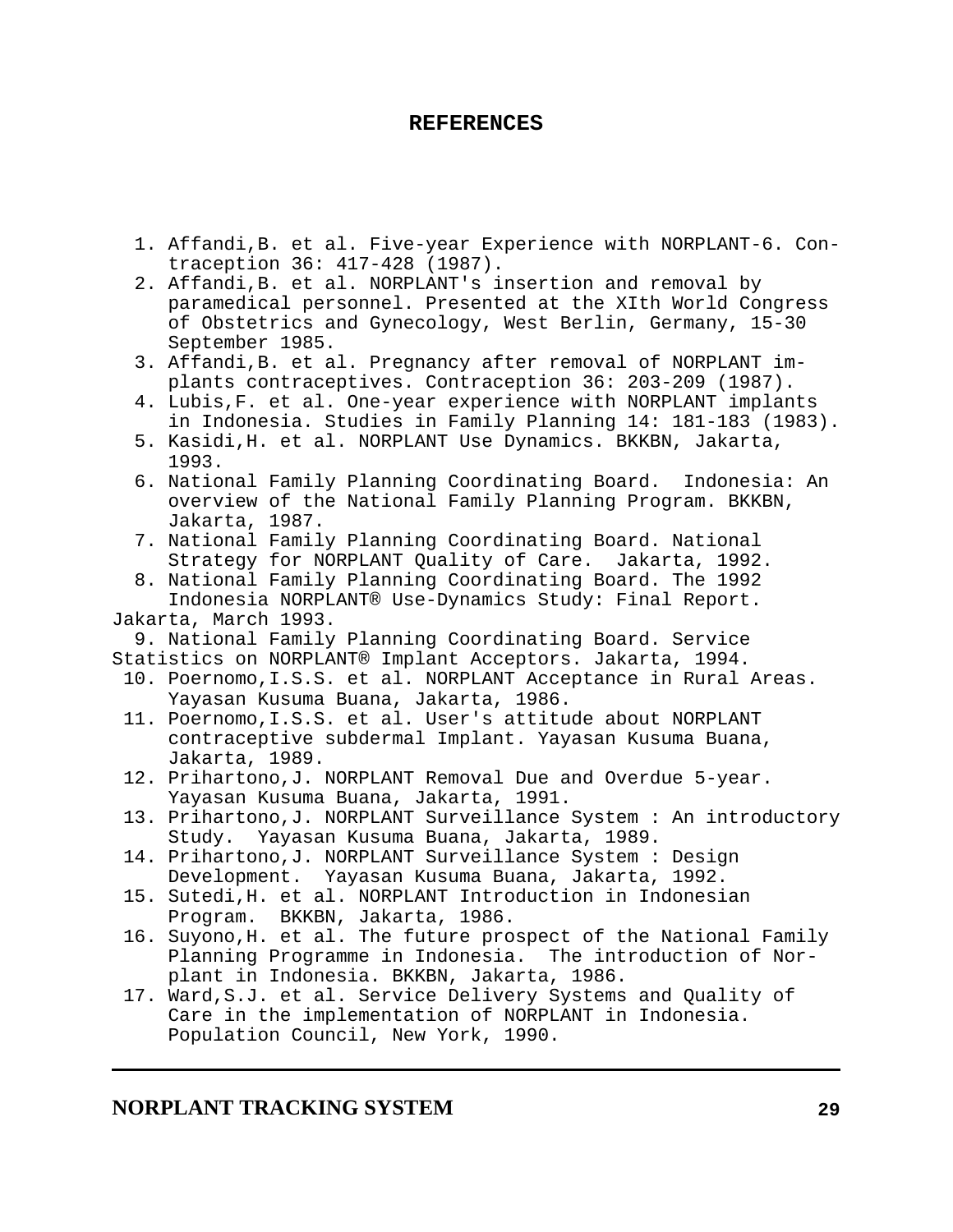# REFERENCES

1. Affandi,B. et al. Five-year Experience with NORPLANT-6. Contraception 36: 417-428 (1987).
2. Affandi,B. et al. NORPLANT's insertion and removal by paramedical personnel. Presented at the XIth World Congress of Obstetrics and Gynecology, West Berlin, Germany, 15-30 September 1985.
3. Affandi,B. et al. Pregnancy after removal of NORPLANT implants contraceptives. Contraception 36: 203-209 (1987).
4. Lubis,F. et al. One-year experience with NORPLANT implants in Indonesia. Studies in Family Planning 14: 181-183 (1983).
5. Kasidi,H. et al. NORPLANT Use Dynamics. BKKBN, Jakarta, 1993.
6. National Family Planning Coordinating Board. Indonesia: An overview of the National Family Planning Program. BKKBN, Jakarta, 1987.
7. National Family Planning Coordinating Board. National Strategy for NORPLANT Quality of Care. Jakarta, 1992.
8. National Family Planning Coordinating Board. The 1992 Indonesia NORPLANT® Use-Dynamics Study: Final Report. Jakarta, March 1993.
9. National Family Planning Coordinating Board. Service Statistics on NORPLANT® Implant Acceptors. Jakarta, 1994.
10. Poernomo,I.S.S. et al. NORPLANT Acceptance in Rural Areas. Yayasan Kusuma Buana, Jakarta, 1986.
11. Poernomo,I.S.S. et al. User's attitude about NORPLANT contraceptive subdermal Implant. Yayasan Kusuma Buana, Jakarta, 1989.
12. Prihartono,J. NORPLANT Removal Due and Overdue 5-year. Yayasan Kusuma Buana, Jakarta, 1991.
13. Prihartono,J. NORPLANT Surveillance System : An introductory Study. Yayasan Kusuma Buana, Jakarta, 1989.
14. Prihartono,J. NORPLANT Surveillance System : Design Development. Yayasan Kusuma Buana, Jakarta, 1992.
15. Sutedi,H. et al. NORPLANT Introduction in Indonesian Program. BKKBN, Jakarta, 1986.
16. Suyono,H. et al. The future prospect of the National Family Planning Programme in Indonesia. The introduction of Norplant in Indonesia. BKKBN, Jakarta, 1986.
17. Ward,S.J. et al. Service Delivery Systems and Quality of Care in the implementation of NORPLANT in Indonesia. Population Council, New York, 1990.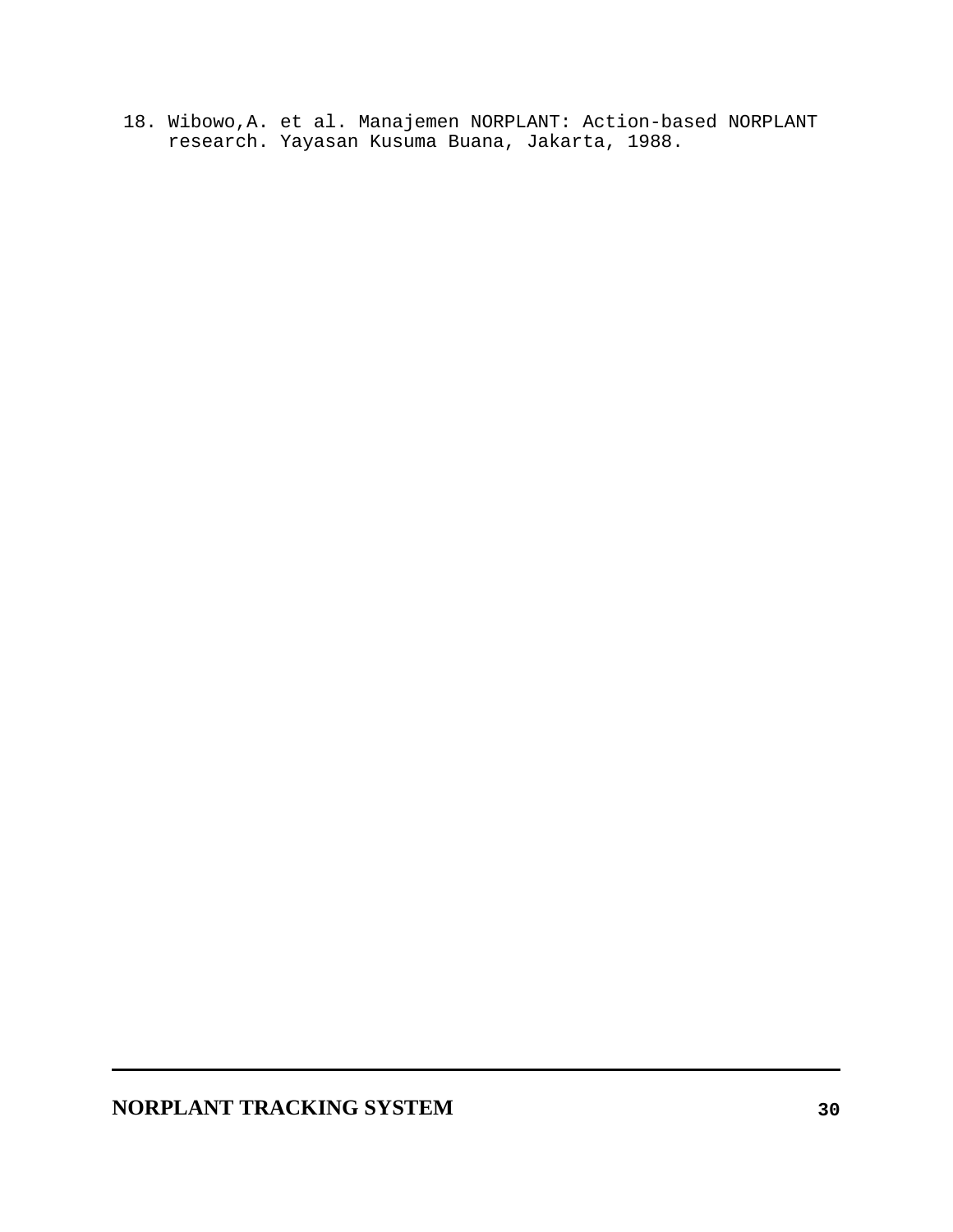18. Wibowo,A. et al. Manajemen NORPLANT: Action-based NORPLANT research. Yayasan Kusuma Buana, Jakarta, 1988.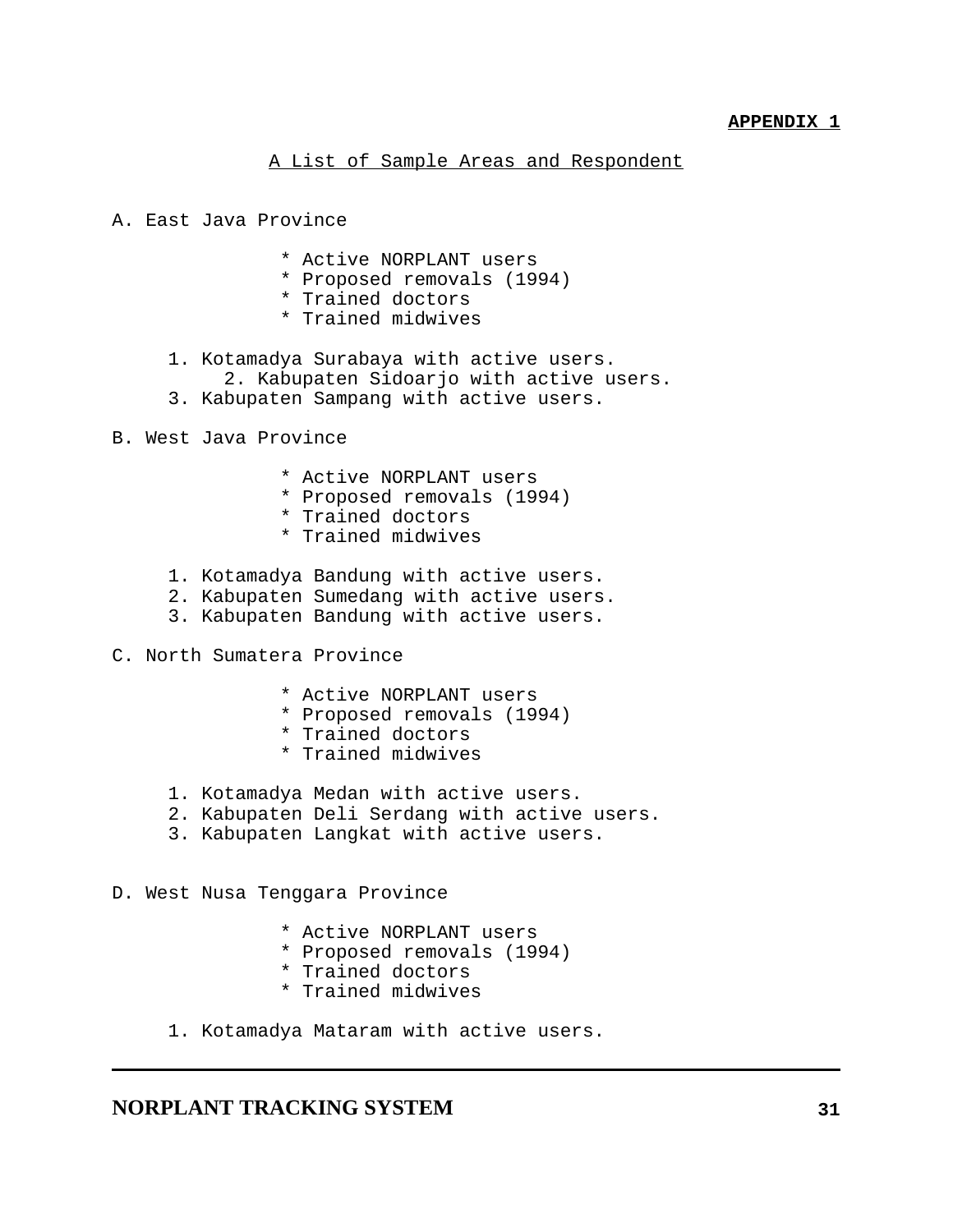**APPENDIX 1**

A List of Sample Areas and Respondent

A. East Java Province

* Active NORPLANT users
* Proposed removals (1994)
* Trained doctors
* Trained midwives

1. Kotamadya Surabaya with active users.
2. Kabupaten Sidoarjo with active users.
3. Kabupaten Sampang with active users.

B. West Java Province

* Active NORPLANT users
* Proposed removals (1994)
* Trained doctors
* Trained midwives

1. Kotamadya Bandung with active users.
2. Kabupaten Sumedang with active users.
3. Kabupaten Bandung with active users.

C. North Sumatera Province

* Active NORPLANT users
* Proposed removals (1994)
* Trained doctors
* Trained midwives

1. Kotamadya Medan with active users.
2. Kabupaten Deli Serdang with active users.
3. Kabupaten Langkat with active users.

D. West Nusa Tenggara Province

* Active NORPLANT users
* Proposed removals (1994)
* Trained doctors
* Trained midwives

1. Kotamadya Mataram with active users.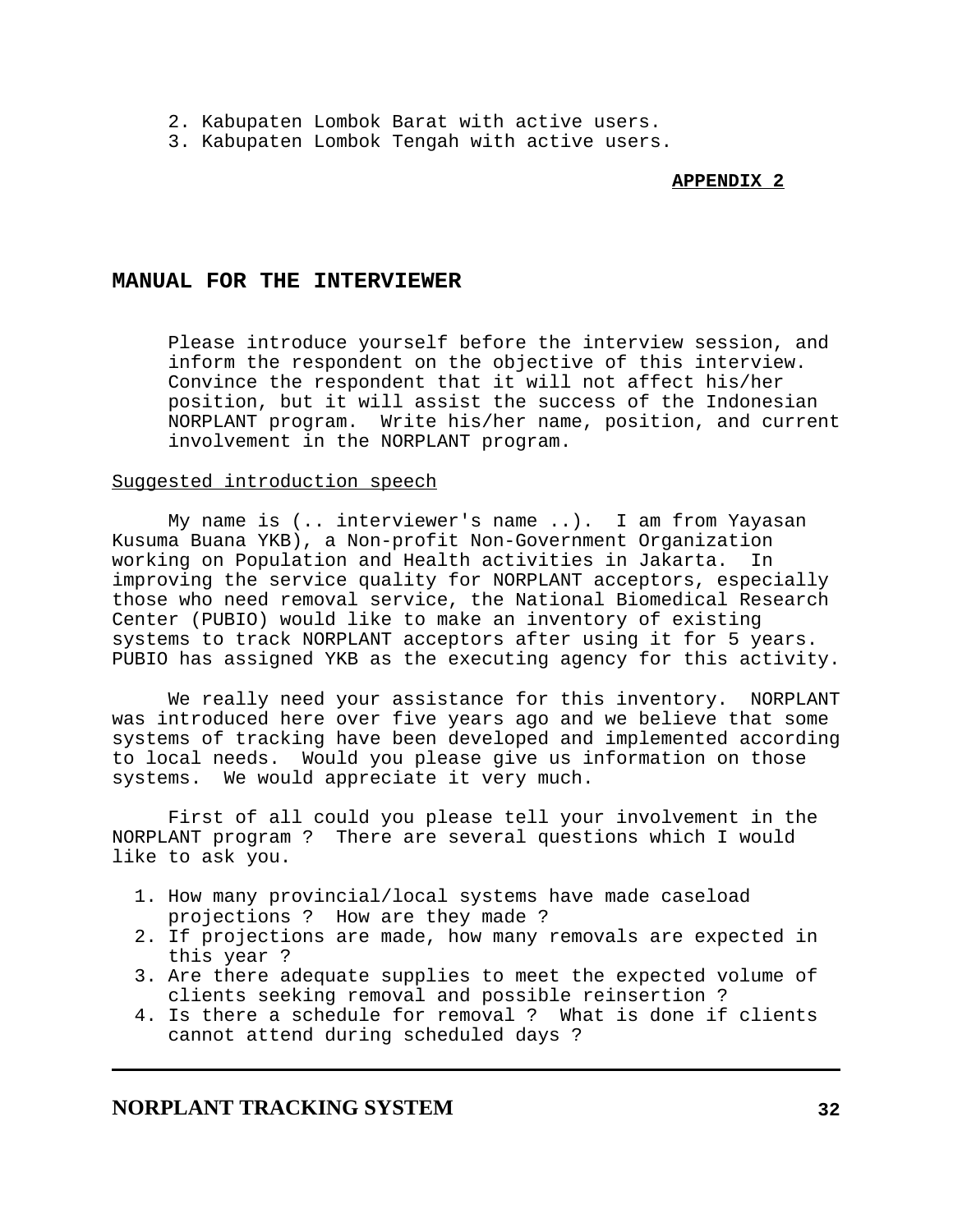2. Kabupaten Lombok Barat with active users.
3. Kabupaten Lombok Tengah with active users.

**APPENDIX 2**

## MANUAL FOR THE INTERVIEWER

Please introduce yourself before the interview session, and inform the respondent on the objective of this interview. Convince the respondent that it will not affect his/her position, but it will assist the success of the Indonesian NORPLANT program. Write his/her name, position, and current involvement in the NORPLANT program.

Suggested introduction speech

My name is (.. interviewer's name ..). I am from Yayasan Kusuma Buana YKB), a Non-profit Non-Government Organization working on Population and Health activities in Jakarta. In improving the service quality for NORPLANT acceptors, especially those who need removal service, the National Biomedical Research Center (PUBIO) would like to make an inventory of existing systems to track NORPLANT acceptors after using it for 5 years. PUBIO has assigned YKB as the executing agency for this activity.

We really need your assistance for this inventory. NORPLANT was introduced here over five years ago and we believe that some systems of tracking have been developed and implemented according to local needs. Would you please give us information on those systems. We would appreciate it very much.

First of all could you please tell your involvement in the NORPLANT program ? There are several questions which I would like to ask you.

1. How many provincial/local systems have made caseload projections ? How are they made ?
2. If projections are made, how many removals are expected in this year ?
3. Are there adequate supplies to meet the expected volume of clients seeking removal and possible reinsertion ?
4. Is there a schedule for removal ? What is done if clients cannot attend during scheduled days ?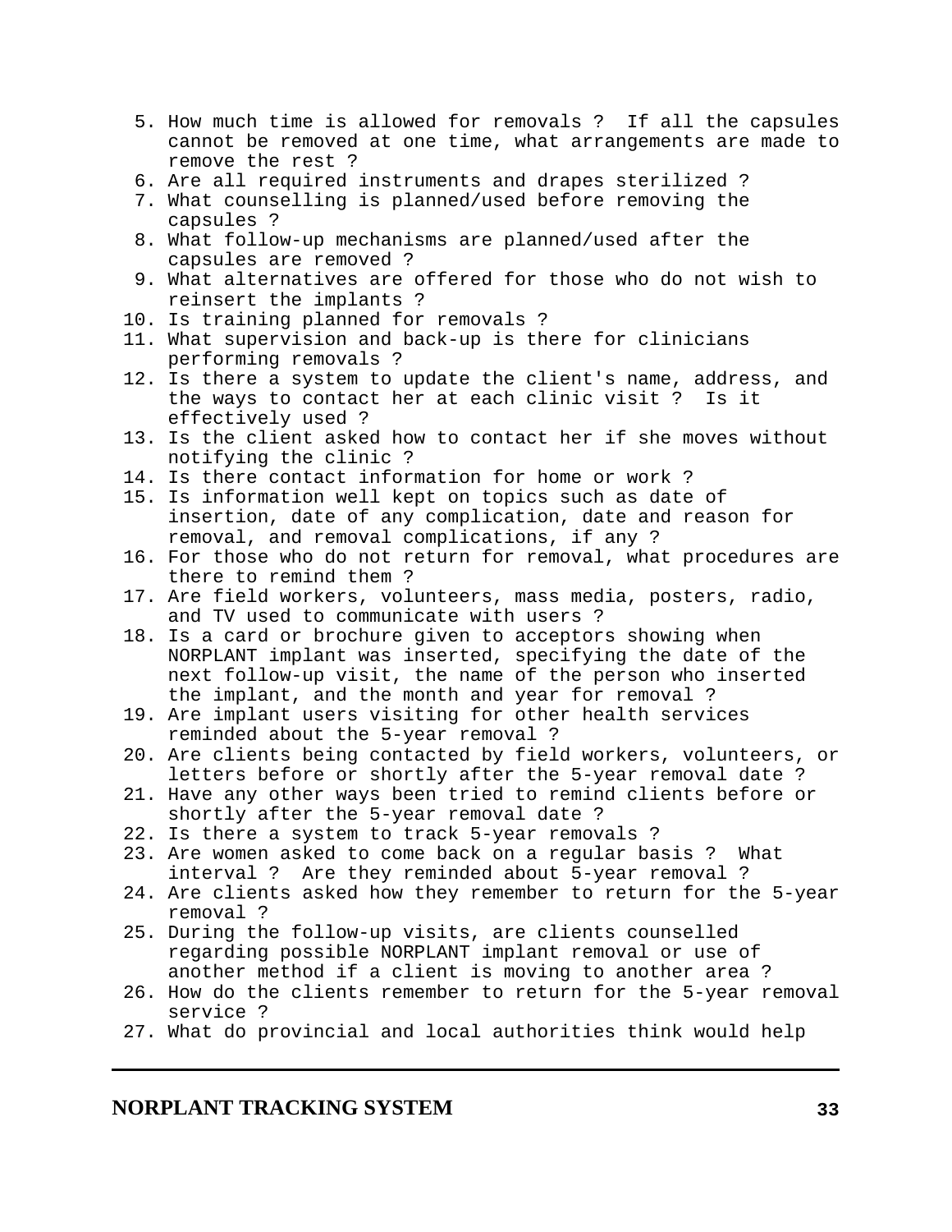5. How much time is allowed for removals ? If all the capsules cannot be removed at one time, what arrangements are made to remove the rest ?
6. Are all required instruments and drapes sterilized ?
7. What counselling is planned/used before removing the capsules ?
8. What follow-up mechanisms are planned/used after the capsules are removed ?
9. What alternatives are offered for those who do not wish to reinsert the implants ?
10. Is training planned for removals ?
11. What supervision and back-up is there for clinicians performing removals ?
12. Is there a system to update the client's name, address, and the ways to contact her at each clinic visit ? Is it effectively used ?
13. Is the client asked how to contact her if she moves without notifying the clinic ?
14. Is there contact information for home or work ?
15. Is information well kept on topics such as date of insertion, date of any complication, date and reason for removal, and removal complications, if any ?
16. For those who do not return for removal, what procedures are there to remind them ?
17. Are field workers, volunteers, mass media, posters, radio, and TV used to communicate with users ?
18. Is a card or brochure given to acceptors showing when NORPLANT implant was inserted, specifying the date of the next follow-up visit, the name of the person who inserted the implant, and the month and year for removal ?
19. Are implant users visiting for other health services reminded about the 5-year removal ?
20. Are clients being contacted by field workers, volunteers, or letters before or shortly after the 5-year removal date ?
21. Have any other ways been tried to remind clients before or shortly after the 5-year removal date ?
22. Is there a system to track 5-year removals ?
23. Are women asked to come back on a regular basis ? What interval ? Are they reminded about 5-year removal ?
24. Are clients asked how they remember to return for the 5-year removal ?
25. During the follow-up visits, are clients counselled regarding possible NORPLANT implant removal or use of another method if a client is moving to another area ?
26. How do the clients remember to return for the 5-year removal service ?
27. What do provincial and local authorities think would help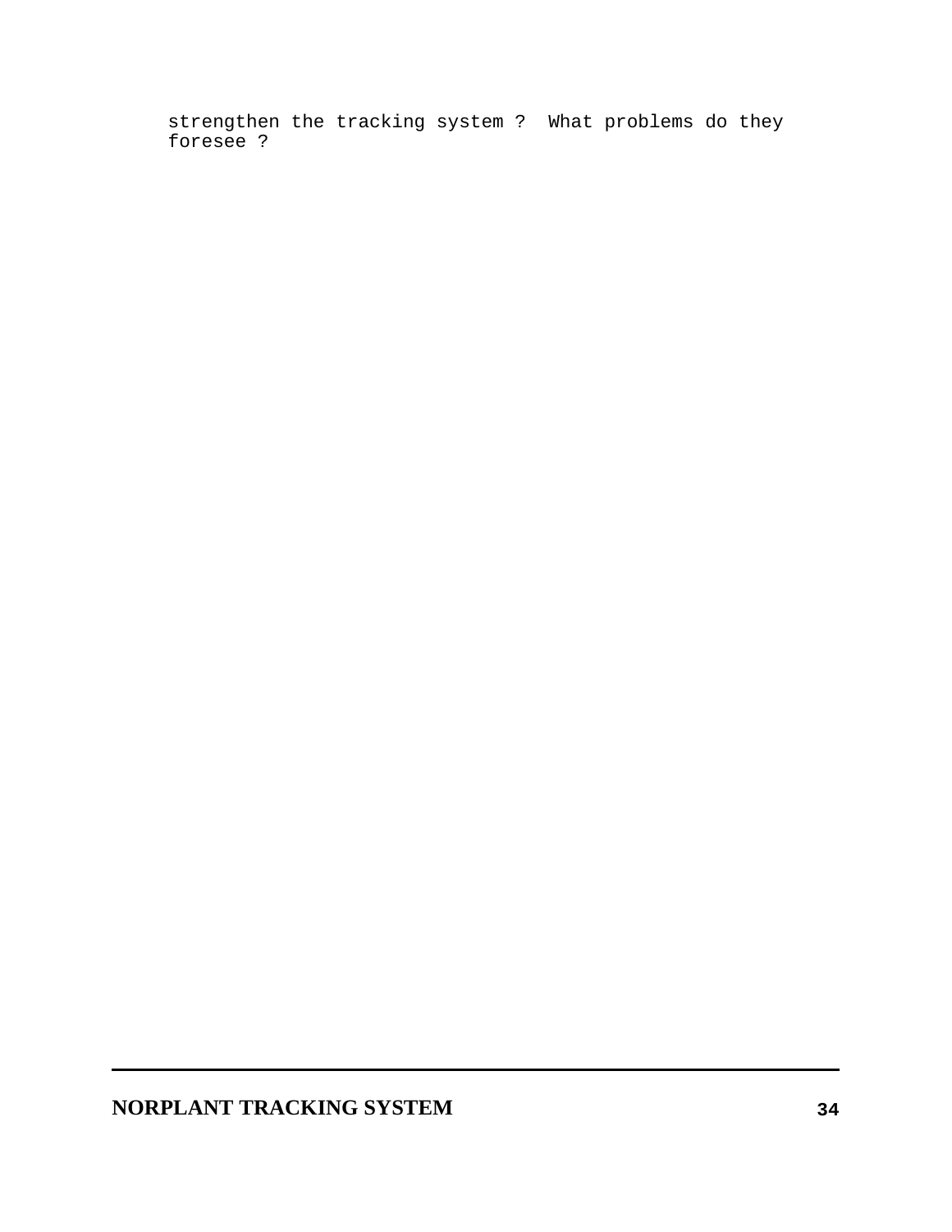strengthen the tracking system ?  What problems do they foresee ?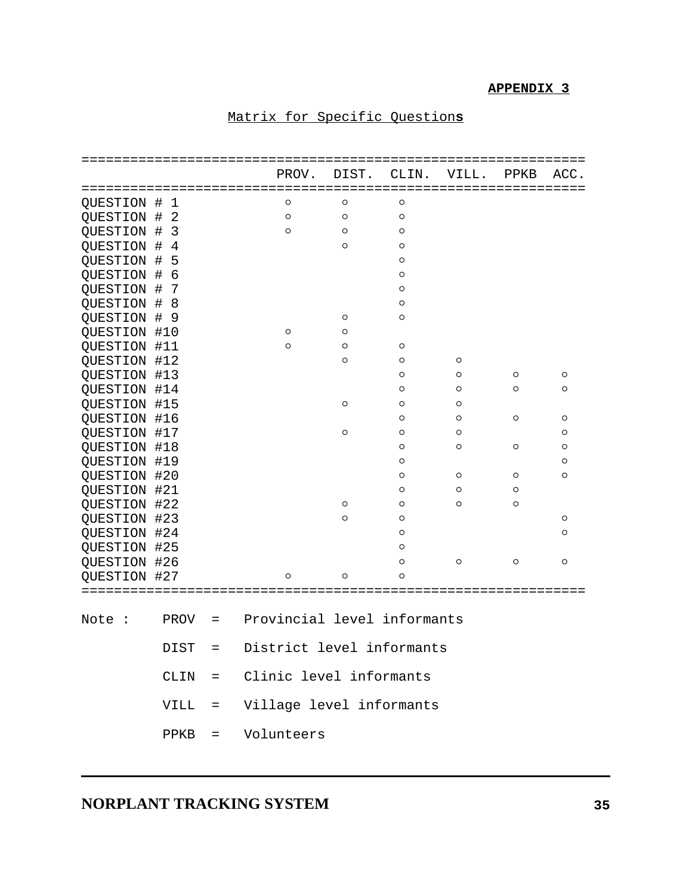**APPENDIX 3**

Matrix for Specific Questions

| | PROV. | DIST. | CLIN. | VILL. | PPKB | ACC. |
|---|---|---|---|---|---|---|
| QUESTION # 1 | ○ | ○ | ○ | | | |
| QUESTION # 2 | ○ | ○ | ○ | | | |
| QUESTION # 3 | ○ | ○ | ○ | | | |
| QUESTION # 4 | | ○ | ○ | | | |
| QUESTION # 5 | | | ○ | | | |
| QUESTION # 6 | | | ○ | | | |
| QUESTION # 7 | | | ○ | | | |
| QUESTION # 8 | | | ○ | | | |
| QUESTION # 9 | | ○ | ○ | | | |
| QUESTION #10 | ○ | ○ | | | | |
| QUESTION #11 | ○ | ○ | ○ | | | |
| QUESTION #12 | | ○ | ○ | ○ | | |
| QUESTION #13 | | | ○ | ○ | ○ | ○ |
| QUESTION #14 | | | ○ | ○ | ○ | ○ |
| QUESTION #15 | | ○ | ○ | ○ | | |
| QUESTION #16 | | | ○ | ○ | ○ | ○ |
| QUESTION #17 | | ○ | ○ | ○ | | ○ |
| QUESTION #18 | | | ○ | ○ | ○ | ○ |
| QUESTION #19 | | | ○ | | | ○ |
| QUESTION #20 | | | ○ | ○ | ○ | ○ |
| QUESTION #21 | | | ○ | ○ | ○ | |
| QUESTION #22 | | ○ | ○ | ○ | ○ | |
| QUESTION #23 | | ○ | ○ | | | ○ |
| QUESTION #24 | | | ○ | | | ○ |
| QUESTION #25 | | | ○ | | | |
| QUESTION #26 | | | ○ | ○ | ○ | ○ |
| QUESTION #27 | ○ | ○ | ○ | | | |

Note :
- PROV = Provincial level informants
- DIST = District level informants
- CLIN = Clinic level informants
- VILL = Village level informants
- PPKB = Volunteers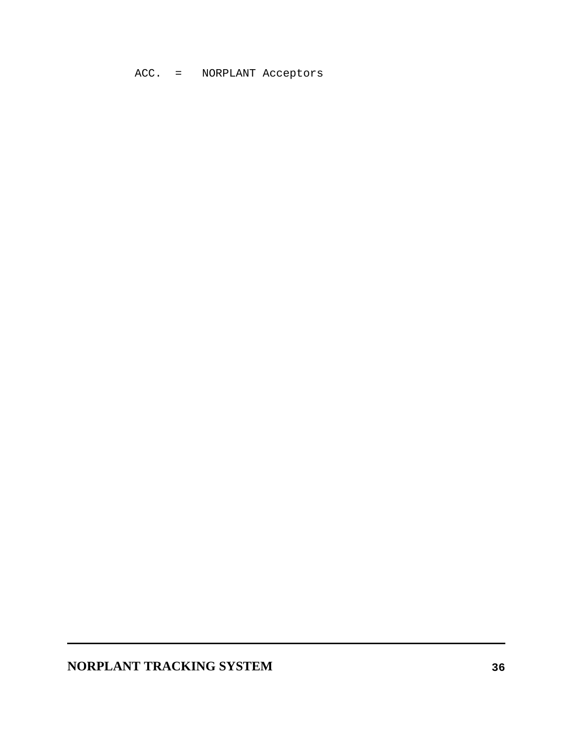ACC. = NORPLANT Acceptors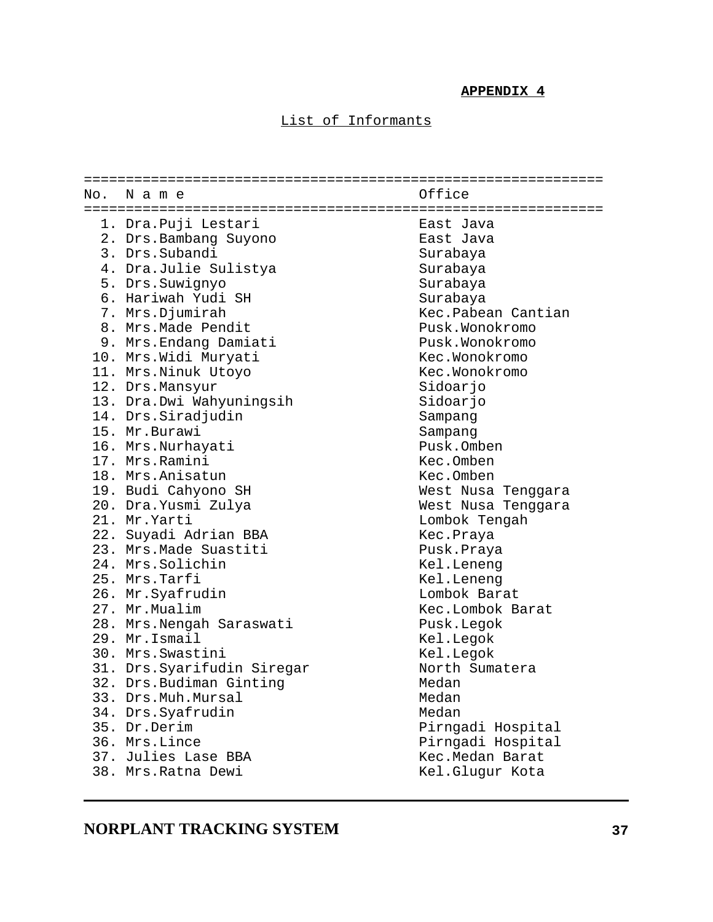**APPENDIX 4**

List of Informants

| No. | N a m e | Office |
|---|---|---|
| 1. | Dra.Puji Lestari | East Java |
| 2. | Drs.Bambang Suyono | East Java |
| 3. | Drs.Subandi | Surabaya |
| 4. | Dra.Julie Sulistya | Surabaya |
| 5. | Drs.Suwignyo | Surabaya |
| 6. | Hariwah Yudi SH | Surabaya |
| 7. | Mrs.Djumirah | Kec.Pabean Cantian |
| 8. | Mrs.Made Pendit | Pusk.Wonokromo |
| 9. | Mrs.Endang Damiati | Pusk.Wonokromo |
| 10. | Mrs.Widi Muryati | Kec.Wonokromo |
| 11. | Mrs.Ninuk Utoyo | Kec.Wonokromo |
| 12. | Drs.Mansyur | Sidoarjo |
| 13. | Dra.Dwi Wahyuningsih | Sidoarjo |
| 14. | Drs.Siradjudin | Sampang |
| 15. | Mr.Burawi | Sampang |
| 16. | Mrs.Nurhayati | Pusk.Omben |
| 17. | Mrs.Ramini | Kec.Omben |
| 18. | Mrs.Anisatun | Kec.Omben |
| 19. | Budi Cahyono SH | West Nusa Tenggara |
| 20. | Dra.Yusmi Zulya | West Nusa Tenggara |
| 21. | Mr.Yarti | Lombok Tengah |
| 22. | Suyadi Adrian BBA | Kec.Praya |
| 23. | Mrs.Made Suastiti | Pusk.Praya |
| 24. | Mrs.Solichin | Kel.Leneng |
| 25. | Mrs.Tarfi | Kel.Leneng |
| 26. | Mr.Syafrudin | Lombok Barat |
| 27. | Mr.Mualim | Kec.Lombok Barat |
| 28. | Mrs.Nengah Saraswati | Pusk.Legok |
| 29. | Mr.Ismail | Kel.Legok |
| 30. | Mrs.Swastini | Kel.Legok |
| 31. | Drs.Syarifudin Siregar | North Sumatera |
| 32. | Drs.Budiman Ginting | Medan |
| 33. | Drs.Muh.Mursal | Medan |
| 34. | Drs.Syafrudin | Medan |
| 35. | Dr.Derim | Pirngadi Hospital |
| 36. | Mrs.Lince | Pirngadi Hospital |
| 37. | Julies Lase BBA | Kec.Medan Barat |
| 38. | Mrs.Ratna Dewi | Kel.Glugur Kota |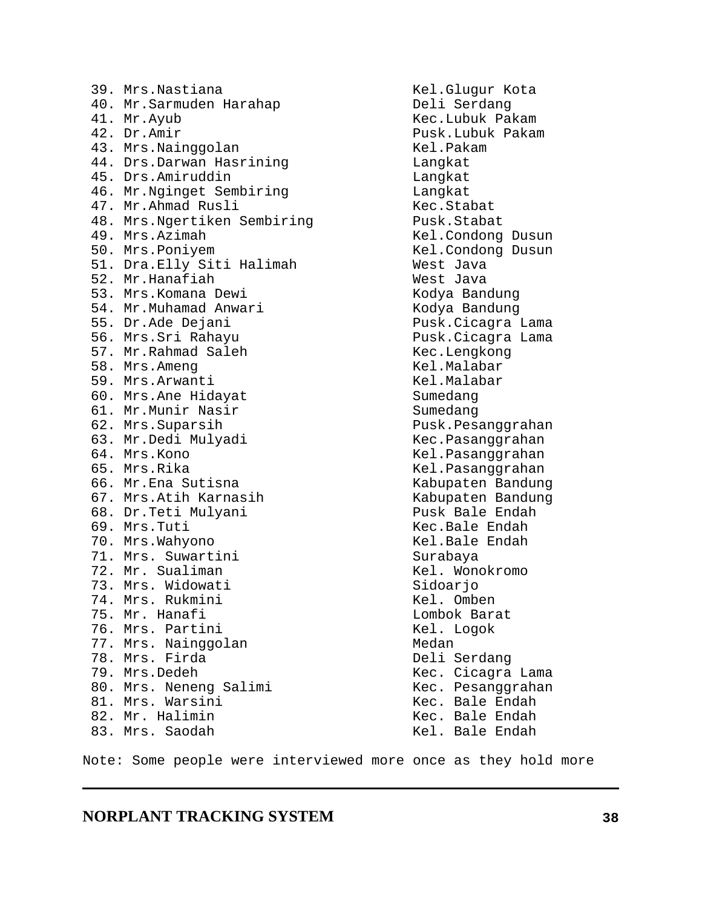| No. | Name | Location |
|---|---|---|
| 39. | Mrs.Nastiana | Kel.Glugur Kota |
| 40. | Mr.Sarmuden Harahap | Deli Serdang |
| 41. | Mr.Ayub | Kec.Lubuk Pakam |
| 42. | Dr.Amir | Pusk.Lubuk Pakam |
| 43. | Mrs.Nainggolan | Kel.Pakam |
| 44. | Drs.Darwan Hasrining | Langkat |
| 45. | Drs.Amiruddin | Langkat |
| 46. | Mr.Nginget Sembiring | Langkat |
| 47. | Mr.Ahmad Rusli | Kec.Stabat |
| 48. | Mrs.Ngertiken Sembiring | Pusk.Stabat |
| 49. | Mrs.Azimah | Kel.Condong Dusun |
| 50. | Mrs.Poniyem | Kel.Condong Dusun |
| 51. | Dra.Elly Siti Halimah | West Java |
| 52. | Mr.Hanafiah | West Java |
| 53. | Mrs.Komana Dewi | Kodya Bandung |
| 54. | Mr.Muhamad Anwari | Kodya Bandung |
| 55. | Dr.Ade Dejani | Pusk.Cicagra Lama |
| 56. | Mrs.Sri Rahayu | Pusk.Cicagra Lama |
| 57. | Mr.Rahmad Saleh | Kec.Lengkong |
| 58. | Mrs.Ameng | Kel.Malabar |
| 59. | Mrs.Arwanti | Kel.Malabar |
| 60. | Mrs.Ane Hidayat | Sumedang |
| 61. | Mr.Munir Nasir | Sumedang |
| 62. | Mrs.Suparsih | Pusk.Pesanggrahan |
| 63. | Mr.Dedi Mulyadi | Kec.Pasanggrahan |
| 64. | Mrs.Kono | Kel.Pasanggrahan |
| 65. | Mrs.Rika | Kel.Pasanggrahan |
| 66. | Mr.Ena Sutisna | Kabupaten Bandung |
| 67. | Mrs.Atih Karnasih | Kabupaten Bandung |
| 68. | Dr.Teti Mulyani | Pusk Bale Endah |
| 69. | Mrs.Tuti | Kec.Bale Endah |
| 70. | Mrs.Wahyono | Kel.Bale Endah |
| 71. | Mrs. Suwartini | Surabaya |
| 72. | Mr. Sualiman | Kel. Wonokromo |
| 73. | Mrs. Widowati | Sidoarjo |
| 74. | Mrs. Rukmini | Kel. Omben |
| 75. | Mr. Hanafi | Lombok Barat |
| 76. | Mrs. Partini | Kel. Logok |
| 77. | Mrs. Nainggolan | Medan |
| 78. | Mrs. Firda | Deli Serdang |
| 79. | Mrs.Dedeh | Kec. Cicagra Lama |
| 80. | Mrs. Neneng Salimi | Kec. Pesanggrahan |
| 81. | Mrs. Warsini | Kec. Bale Endah |
| 82. | Mr. Halimin | Kec. Bale Endah |
| 83. | Mrs. Saodah | Kel. Bale Endah |

Note: Some people were interviewed more once as they hold more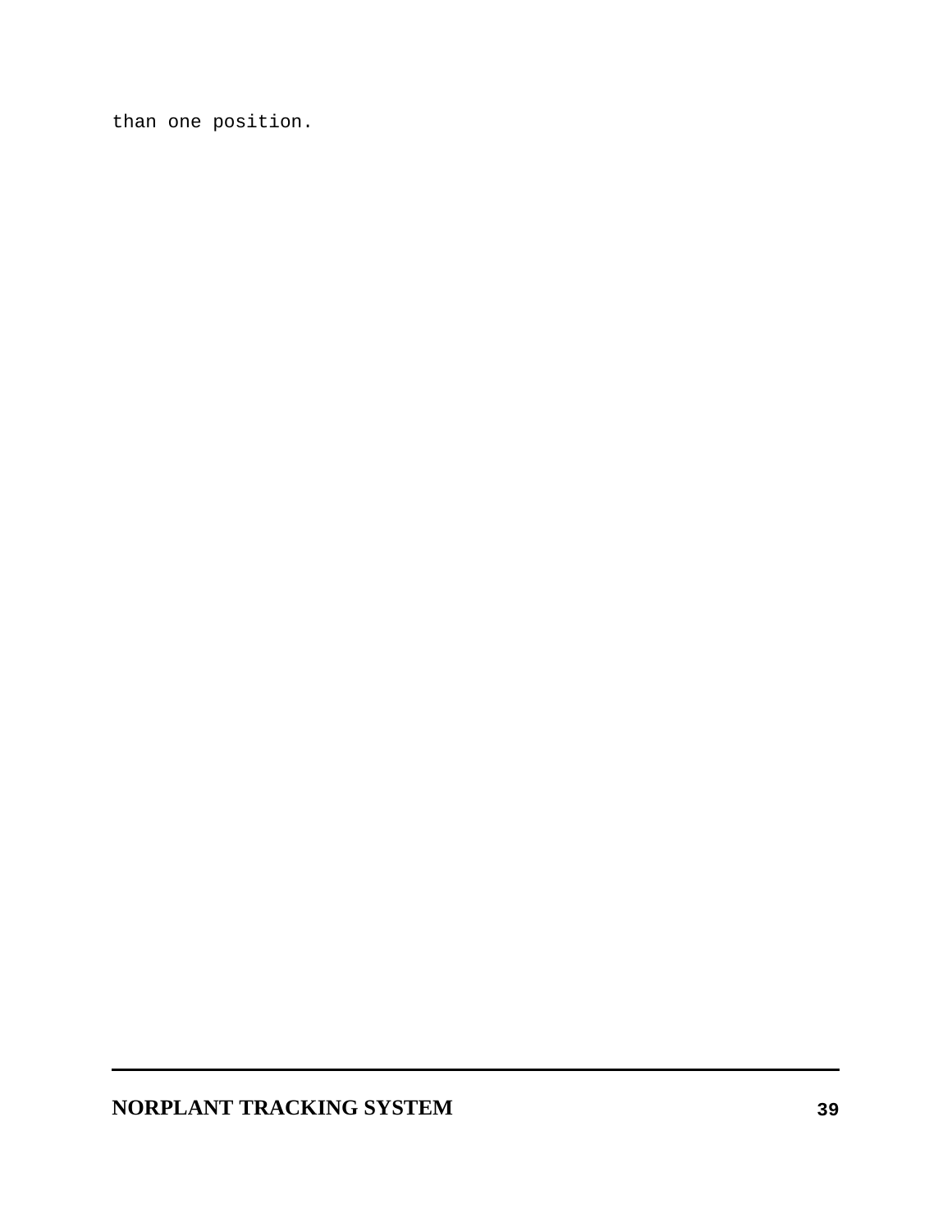than one position.